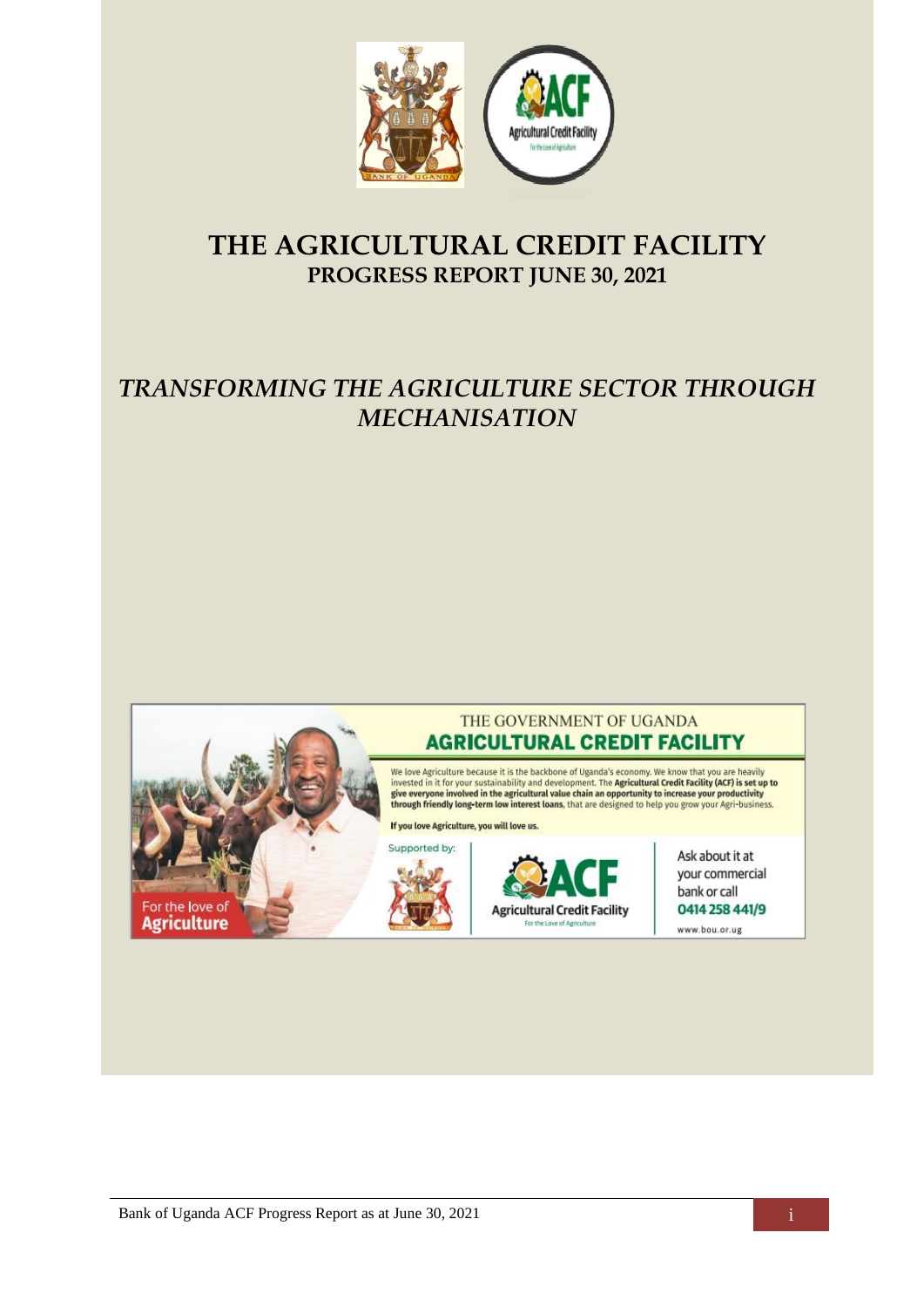# THE AGRICULTURAL CREDIT FACILITY

## PROGRESS REPORT JUNE 30, 2021

## *TRANSFORMING THE AGRICULTURE SECTOR THROUGH MECHANISATION*

THE GOVERNMENT OF UGANDA

**AGRICULTURAL CREDIT FACILITY**

We love Agriculture because it is the backbone of Uganda's economy. We know that you are heavily invested in it for your sustainability and development. The **Agricultural Credit Facility (ACF) is set up to give everyone involved in the agricultural value chain an opportunity to increase your productivity through friendly long-term low interest loans**, that are designed to help you grow your Agri-business.

**If you love Agriculture, you will love us.**

Supported by:

ACF Agricultural Credit Facility — For the Love of Agriculture

For the love of **Agriculture**

Ask about it at your commercial bank or call **0414 258 441/9**

www.bou.or.ug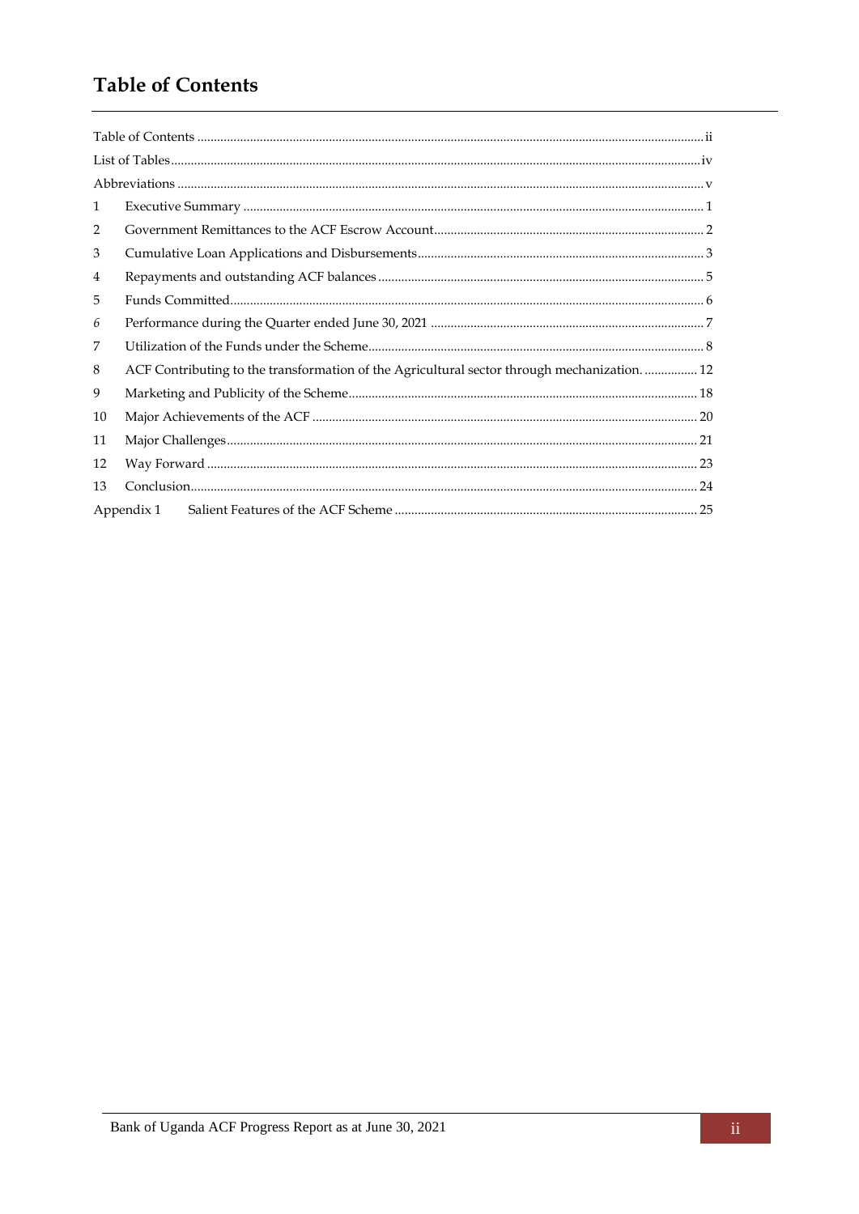# Table of Contents

Table of Contents ........................................................................................................................................ ii

List of Tables................................................................................................................................................ iv

Abbreviations ............................................................................................................................................... v

1 Executive Summary ........................................................................................................................... 1

2 Government Remittances to the ACF Escrow Account................................................................... 2

3 Cumulative Loan Applications and Disbursements........................................................................ 3

4 Repayments and outstanding ACF balances ................................................................................... 5

5 Funds Committed................................................................................................................................ 6

6 Performance during the Quarter ended June 30, 2021 ................................................................... 7

7 Utilization of the Funds under the Scheme...................................................................................... 8

8 ACF Contributing to the transformation of the Agricultural sector through mechanization. ................ 12

9 Marketing and Publicity of the Scheme......................................................................................... 18

10 Major Achievements of the ACF .................................................................................................... 20

11 Major Challenges.............................................................................................................................. 21

12 Way Forward .................................................................................................................................... 23

13 Conclusion......................................................................................................................................... 24

Appendix 1 Salient Features of the ACF Scheme ............................................................................ 25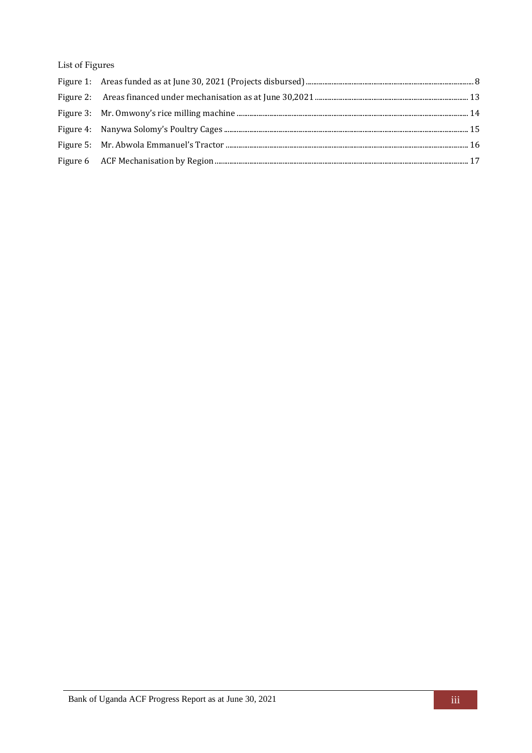## List of Figures

Figure 1: Areas funded as at June 30, 2021 (Projects disbursed) .......... 8
Figure 2: Areas financed under mechanisation as at June 30,2021 .......... 13
Figure 3: Mr. Omwony's rice milling machine .......... 14
Figure 4: Nanywa Solomy's Poultry Cages .......... 15
Figure 5: Mr. Abwola Emmanuel's Tractor .......... 16
Figure 6 ACF Mechanisation by Region .......... 17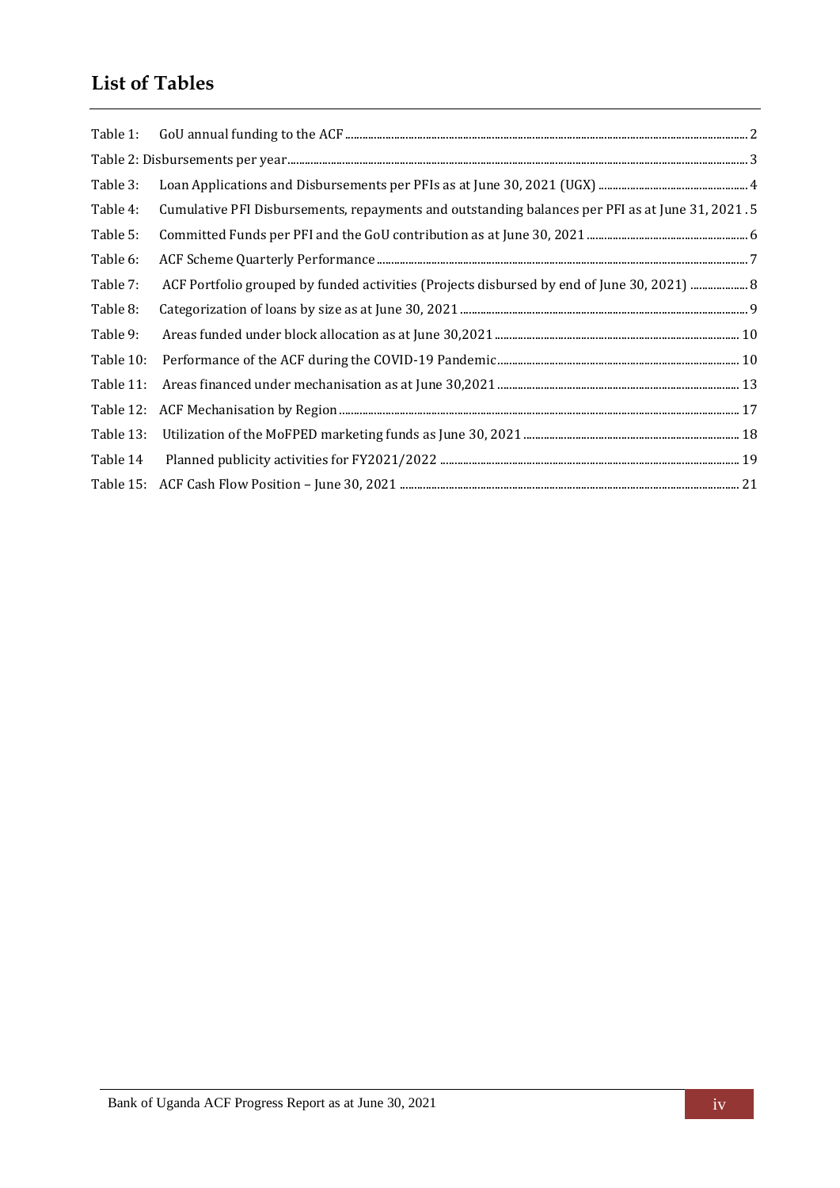## List of Tables

Table 1: GoU annual funding to the ACF ........ 2

Table 2: Disbursements per year ........ 3

Table 3: Loan Applications and Disbursements per PFIs as at June 30, 2021 (UGX) ........ 4

Table 4: Cumulative PFI Disbursements, repayments and outstanding balances per PFI as at June 31, 2021 . 5

Table 5: Committed Funds per PFI and the GoU contribution as at June 30, 2021 ........ 6

Table 6: ACF Scheme Quarterly Performance ........ 7

Table 7: ACF Portfolio grouped by funded activities (Projects disbursed by end of June 30, 2021) ........ 8

Table 8: Categorization of loans by size as at June 30, 2021 ........ 9

Table 9: Areas funded under block allocation as at June 30,2021 ........ 10

Table 10: Performance of the ACF during the COVID-19 Pandemic ........ 10

Table 11: Areas financed under mechanisation as at June 30,2021 ........ 13

Table 12: ACF Mechanisation by Region ........ 17

Table 13: Utilization of the MoFPED marketing funds as June 30, 2021 ........ 18

Table 14 Planned publicity activities for FY2021/2022 ........ 19

Table 15: ACF Cash Flow Position – June 30, 2021 ........ 21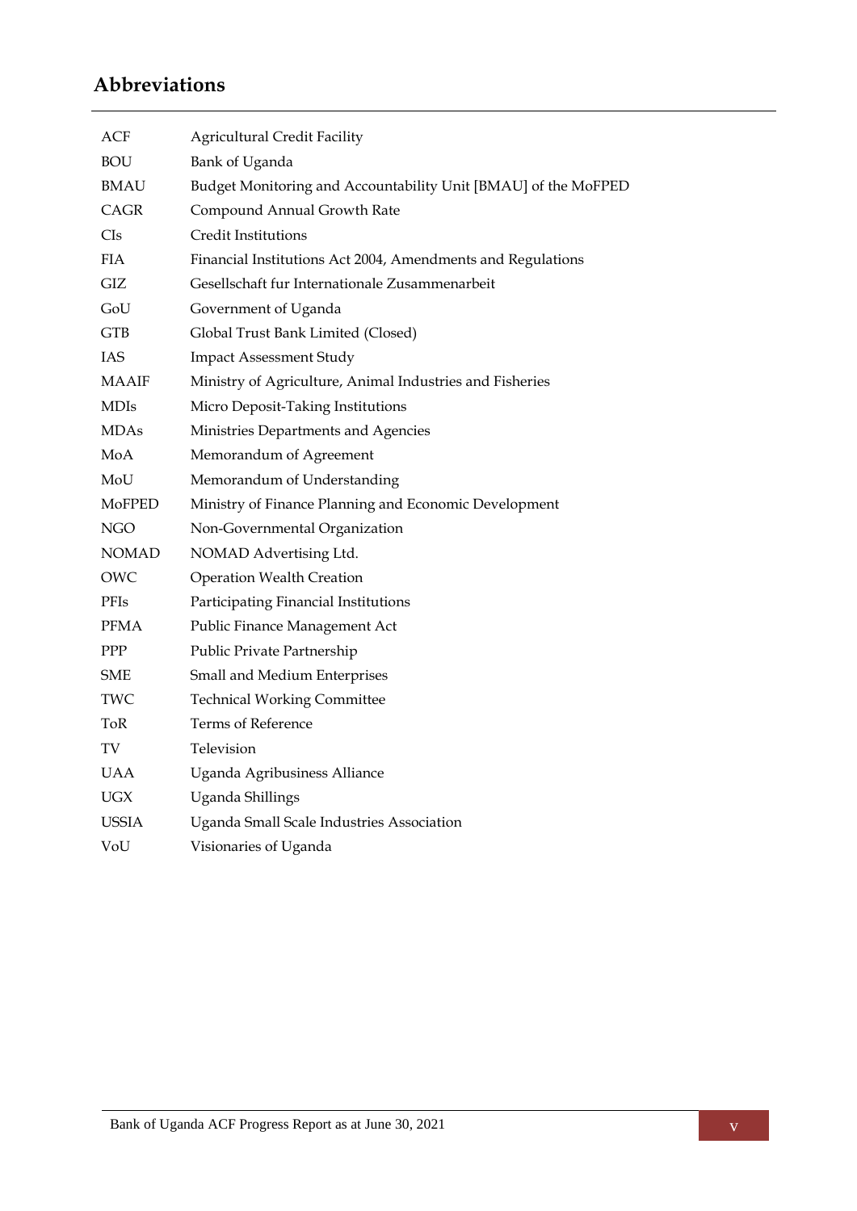## Abbreviations

| | |
|---|---|
| ACF | Agricultural Credit Facility |
| BOU | Bank of Uganda |
| BMAU | Budget Monitoring and Accountability Unit [BMAU] of the MoFPED |
| CAGR | Compound Annual Growth Rate |
| CIs | Credit Institutions |
| FIA | Financial Institutions Act 2004, Amendments and Regulations |
| GIZ | Gesellschaft fur Internationale Zusammenarbeit |
| GoU | Government of Uganda |
| GTB | Global Trust Bank Limited (Closed) |
| IAS | Impact Assessment Study |
| MAAIF | Ministry of Agriculture, Animal Industries and Fisheries |
| MDIs | Micro Deposit-Taking Institutions |
| MDAs | Ministries Departments and Agencies |
| MoA | Memorandum of Agreement |
| MoU | Memorandum of Understanding |
| MoFPED | Ministry of Finance Planning and Economic Development |
| NGO | Non-Governmental Organization |
| NOMAD | NOMAD Advertising Ltd. |
| OWC | Operation Wealth Creation |
| PFIs | Participating Financial Institutions |
| PFMA | Public Finance Management Act |
| PPP | Public Private Partnership |
| SME | Small and Medium Enterprises |
| TWC | Technical Working Committee |
| ToR | Terms of Reference |
| TV | Television |
| UAA | Uganda Agribusiness Alliance |
| UGX | Uganda Shillings |
| USSIA | Uganda Small Scale Industries Association |
| VoU | Visionaries of Uganda |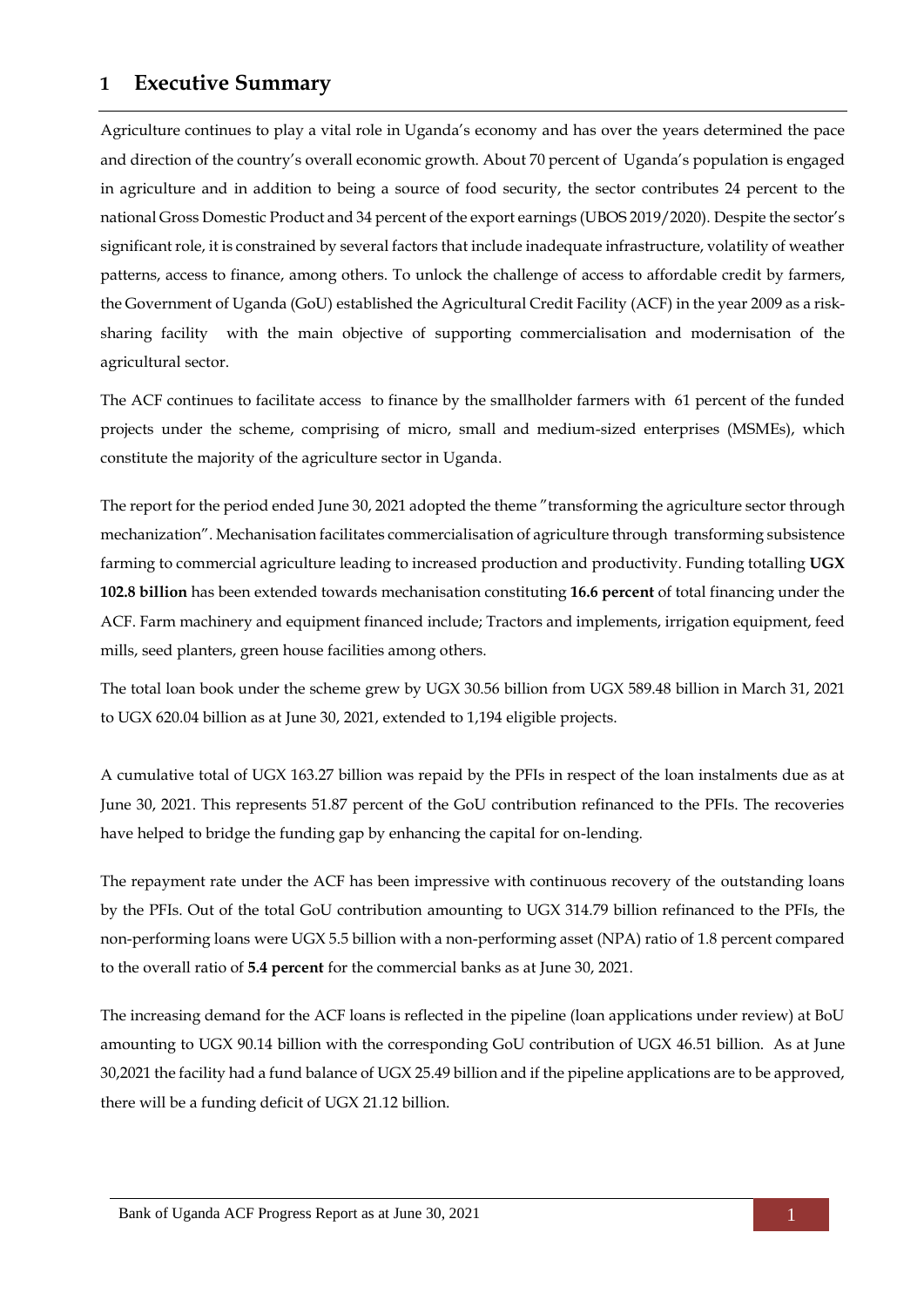# 1 Executive Summary

Agriculture continues to play a vital role in Uganda's economy and has over the years determined the pace and direction of the country's overall economic growth. About 70 percent of Uganda's population is engaged in agriculture and in addition to being a source of food security, the sector contributes 24 percent to the national Gross Domestic Product and 34 percent of the export earnings (UBOS 2019/2020). Despite the sector's significant role, it is constrained by several factors that include inadequate infrastructure, volatility of weather patterns, access to finance, among others. To unlock the challenge of access to affordable credit by farmers, the Government of Uganda (GoU) established the Agricultural Credit Facility (ACF) in the year 2009 as a risk-sharing facility with the main objective of supporting commercialisation and modernisation of the agricultural sector.

The ACF continues to facilitate access to finance by the smallholder farmers with 61 percent of the funded projects under the scheme, comprising of micro, small and medium-sized enterprises (MSMEs), which constitute the majority of the agriculture sector in Uganda.

The report for the period ended June 30, 2021 adopted the theme "transforming the agriculture sector through mechanization". Mechanisation facilitates commercialisation of agriculture through transforming subsistence farming to commercial agriculture leading to increased production and productivity. Funding totalling **UGX 102.8 billion** has been extended towards mechanisation constituting **16.6 percent** of total financing under the ACF. Farm machinery and equipment financed include; Tractors and implements, irrigation equipment, feed mills, seed planters, green house facilities among others.

The total loan book under the scheme grew by UGX 30.56 billion from UGX 589.48 billion in March 31, 2021 to UGX 620.04 billion as at June 30, 2021, extended to 1,194 eligible projects.

A cumulative total of UGX 163.27 billion was repaid by the PFIs in respect of the loan instalments due as at June 30, 2021. This represents 51.87 percent of the GoU contribution refinanced to the PFIs. The recoveries have helped to bridge the funding gap by enhancing the capital for on-lending.

The repayment rate under the ACF has been impressive with continuous recovery of the outstanding loans by the PFIs. Out of the total GoU contribution amounting to UGX 314.79 billion refinanced to the PFIs, the non-performing loans were UGX 5.5 billion with a non-performing asset (NPA) ratio of 1.8 percent compared to the overall ratio of **5.4 percent** for the commercial banks as at June 30, 2021.

The increasing demand for the ACF loans is reflected in the pipeline (loan applications under review) at BoU amounting to UGX 90.14 billion with the corresponding GoU contribution of UGX 46.51 billion. As at June 30,2021 the facility had a fund balance of UGX 25.49 billion and if the pipeline applications are to be approved, there will be a funding deficit of UGX 21.12 billion.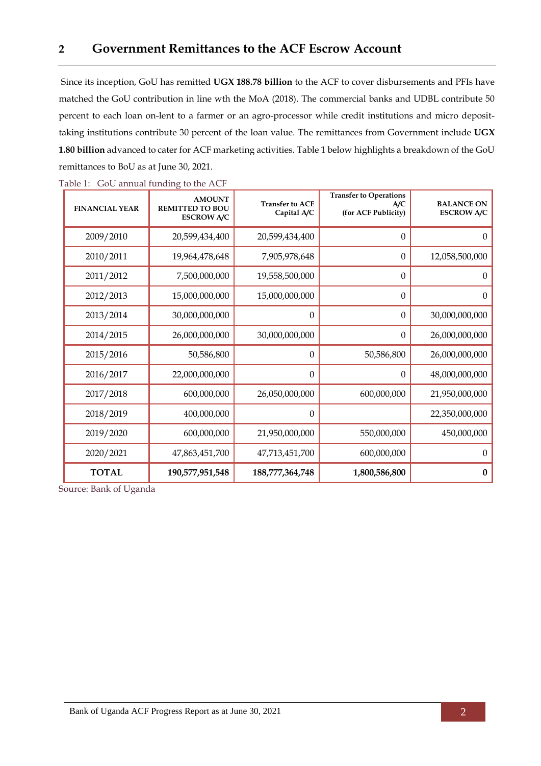# 2 Government Remittances to the ACF Escrow Account

Since its inception, GoU has remitted **UGX 188.78 billion** to the ACF to cover disbursements and PFIs have matched the GoU contribution in line wth the MoA (2018). The commercial banks and UDBL contribute 50 percent to each loan on-lent to a farmer or an agro-processor while credit institutions and micro deposit-taking institutions contribute 30 percent of the loan value. The remittances from Government include **UGX 1.80 billion** advanced to cater for ACF marketing activities. Table 1 below highlights a breakdown of the GoU remittances to BoU as at June 30, 2021.

Table 1: GoU annual funding to the ACF

| FINANCIAL YEAR | AMOUNT REMITTED TO BOU ESCROW A/C | Transfer to ACF Capital A/C | Transfer to Operations A/C (for ACF Publicity) | BALANCE ON ESCROW A/C |
|---|---|---|---|---|
| 2009/2010 | 20,599,434,400 | 20,599,434,400 | 0 | 0 |
| 2010/2011 | 19,964,478,648 | 7,905,978,648 | 0 | 12,058,500,000 |
| 2011/2012 | 7,500,000,000 | 19,558,500,000 | 0 | 0 |
| 2012/2013 | 15,000,000,000 | 15,000,000,000 | 0 | 0 |
| 2013/2014 | 30,000,000,000 | 0 | 0 | 30,000,000,000 |
| 2014/2015 | 26,000,000,000 | 30,000,000,000 | 0 | 26,000,000,000 |
| 2015/2016 | 50,586,800 | 0 | 50,586,800 | 26,000,000,000 |
| 2016/2017 | 22,000,000,000 | 0 | 0 | 48,000,000,000 |
| 2017/2018 | 600,000,000 | 26,050,000,000 | 600,000,000 | 21,950,000,000 |
| 2018/2019 | 400,000,000 | 0 | | 22,350,000,000 |
| 2019/2020 | 600,000,000 | 21,950,000,000 | 550,000,000 | 450,000,000 |
| 2020/2021 | 47,863,451,700 | 47,713,451,700 | 600,000,000 | 0 |
| **TOTAL** | **190,577,951,548** | **188,777,364,748** | **1,800,586,800** | **0** |

Source: Bank of Uganda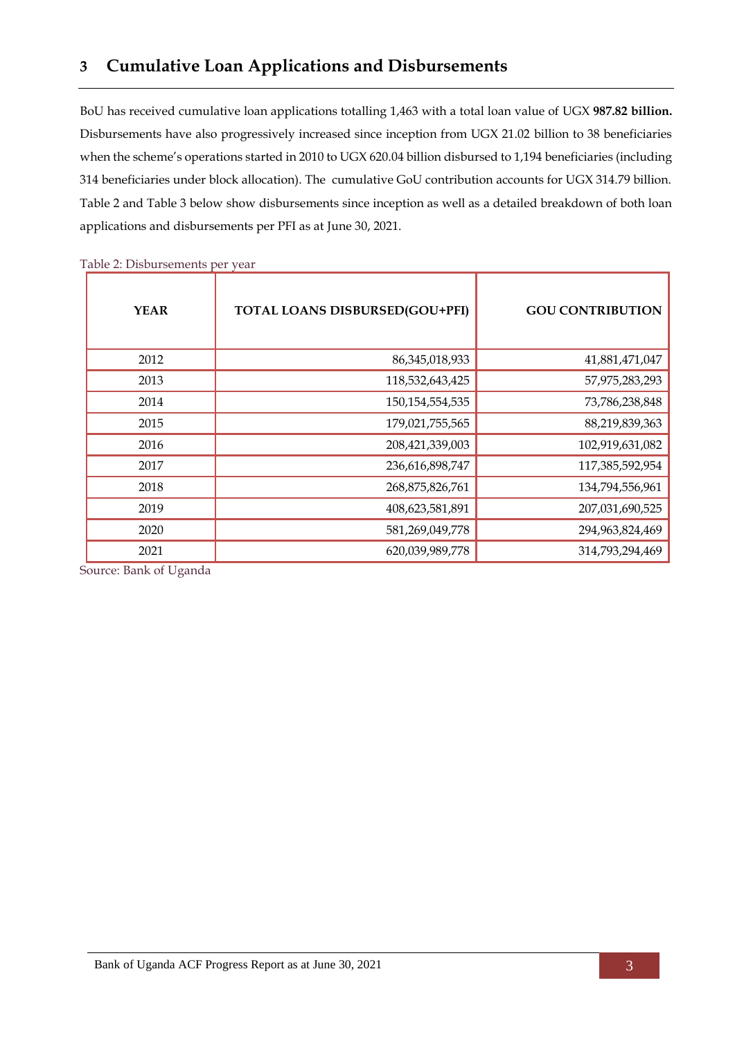# 3 Cumulative Loan Applications and Disbursements

BoU has received cumulative loan applications totalling 1,463 with a total loan value of UGX **987.82 billion.** Disbursements have also progressively increased since inception from UGX 21.02 billion to 38 beneficiaries when the scheme's operations started in 2010 to UGX 620.04 billion disbursed to 1,194 beneficiaries (including 314 beneficiaries under block allocation). The cumulative GoU contribution accounts for UGX 314.79 billion. Table 2 and Table 3 below show disbursements since inception as well as a detailed breakdown of both loan applications and disbursements per PFI as at June 30, 2021.

Table 2: Disbursements per year

| YEAR | TOTAL LOANS DISBURSED(GOU+PFI) | GOU CONTRIBUTION |
|---|---|---|
| 2012 | 86,345,018,933 | 41,881,471,047 |
| 2013 | 118,532,643,425 | 57,975,283,293 |
| 2014 | 150,154,554,535 | 73,786,238,848 |
| 2015 | 179,021,755,565 | 88,219,839,363 |
| 2016 | 208,421,339,003 | 102,919,631,082 |
| 2017 | 236,616,898,747 | 117,385,592,954 |
| 2018 | 268,875,826,761 | 134,794,556,961 |
| 2019 | 408,623,581,891 | 207,031,690,525 |
| 2020 | 581,269,049,778 | 294,963,824,469 |
| 2021 | 620,039,989,778 | 314,793,294,469 |

Source: Bank of Uganda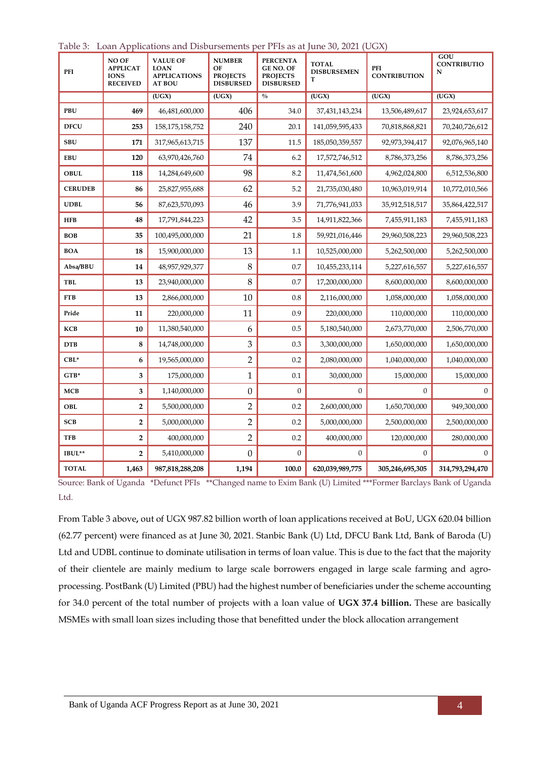Table 3: Loan Applications and Disbursements per PFIs as at June 30, 2021 (UGX)

| PFI | NO OF APPLICATIONS RECEIVED | VALUE OF LOAN APPLICATIONS AT BOU | NUMBER OF PROJECTS DISBURSED | PERCENTAGE NO. OF PROJECTS DISBURSED | TOTAL DISBURSEMENT | PFI CONTRIBUTION | GOU CONTRIBUTION |
|---|---|---|---|---|---|---|---|
| | | (UGX) | (UGX) | % | (UGX) | (UGX) | (UGX) |
| PBU | 469 | 46,481,600,000 | 406 | 34.0 | 37,431,143,234 | 13,506,489,617 | 23,924,653,617 |
| DFCU | 253 | 158,175,158,752 | 240 | 20.1 | 141,059,595,433 | 70,818,868,821 | 70,240,726,612 |
| SBU | 171 | 317,965,613,715 | 137 | 11.5 | 185,050,359,557 | 92,973,394,417 | 92,076,965,140 |
| EBU | 120 | 63,970,426,760 | 74 | 6.2 | 17,572,746,512 | 8,786,373,256 | 8,786,373,256 |
| OBUL | 118 | 14,284,649,600 | 98 | 8.2 | 11,474,561,600 | 4,962,024,800 | 6,512,536,800 |
| CERUDEB | 86 | 25,827,955,688 | 62 | 5.2 | 21,735,030,480 | 10,963,019,914 | 10,772,010,566 |
| UDBL | 56 | 87,623,570,093 | 46 | 3.9 | 71,776,941,033 | 35,912,518,517 | 35,864,422,517 |
| HFB | 48 | 17,791,844,223 | 42 | 3.5 | 14,911,822,366 | 7,455,911,183 | 7,455,911,183 |
| BOB | 35 | 100,495,000,000 | 21 | 1.8 | 59,921,016,446 | 29,960,508,223 | 29,960,508,223 |
| BOA | 18 | 15,900,000,000 | 13 | 1.1 | 10,525,000,000 | 5,262,500,000 | 5,262,500,000 |
| Absa/BBU | 14 | 48,957,929,377 | 8 | 0.7 | 10,455,233,114 | 5,227,616,557 | 5,227,616,557 |
| TBL | 13 | 23,940,000,000 | 8 | 0.7 | 17,200,000,000 | 8,600,000,000 | 8,600,000,000 |
| FTB | 13 | 2,866,000,000 | 10 | 0.8 | 2,116,000,000 | 1,058,000,000 | 1,058,000,000 |
| Pride | 11 | 220,000,000 | 11 | 0.9 | 220,000,000 | 110,000,000 | 110,000,000 |
| KCB | 10 | 11,380,540,000 | 6 | 0.5 | 5,180,540,000 | 2,673,770,000 | 2,506,770,000 |
| DTB | 8 | 14,748,000,000 | 3 | 0.3 | 3,300,000,000 | 1,650,000,000 | 1,650,000,000 |
| CBL* | 6 | 19,565,000,000 | 2 | 0.2 | 2,080,000,000 | 1,040,000,000 | 1,040,000,000 |
| GTB* | 3 | 175,000,000 | 1 | 0.1 | 30,000,000 | 15,000,000 | 15,000,000 |
| MCB | 3 | 1,140,000,000 | 0 | 0 | 0 | 0 | 0 |
| OBL | 2 | 5,500,000,000 | 2 | 0.2 | 2,600,000,000 | 1,650,700,000 | 949,300,000 |
| SCB | 2 | 5,000,000,000 | 2 | 0.2 | 5,000,000,000 | 2,500,000,000 | 2,500,000,000 |
| TFB | 2 | 400,000,000 | 2 | 0.2 | 400,000,000 | 120,000,000 | 280,000,000 |
| IBUL** | 2 | 5,410,000,000 | 0 | 0 | 0 | 0 | 0 |
| TOTAL | 1,463 | 987,818,288,208 | 1,194 | 100.0 | 620,039,989,775 | 305,246,695,305 | 314,793,294,470 |

Source: Bank of Uganda *Defunct PFIs **Changed name to Exim Bank (U) Limited ***Former Barclays Bank of Uganda Ltd.

From Table 3 above, out of UGX 987.82 billion worth of loan applications received at BoU, UGX 620.04 billion (62.77 percent) were financed as at June 30, 2021. Stanbic Bank (U) Ltd, DFCU Bank Ltd, Bank of Baroda (U) Ltd and UDBL continue to dominate utilisation in terms of loan value. This is due to the fact that the majority of their clientele are mainly medium to large scale borrowers engaged in large scale farming and agro-processing. PostBank (U) Limited (PBU) had the highest number of beneficiaries under the scheme accounting for 34.0 percent of the total number of projects with a loan value of **UGX 37.4 billion.** These are basically MSMEs with small loan sizes including those that benefitted under the block allocation arrangement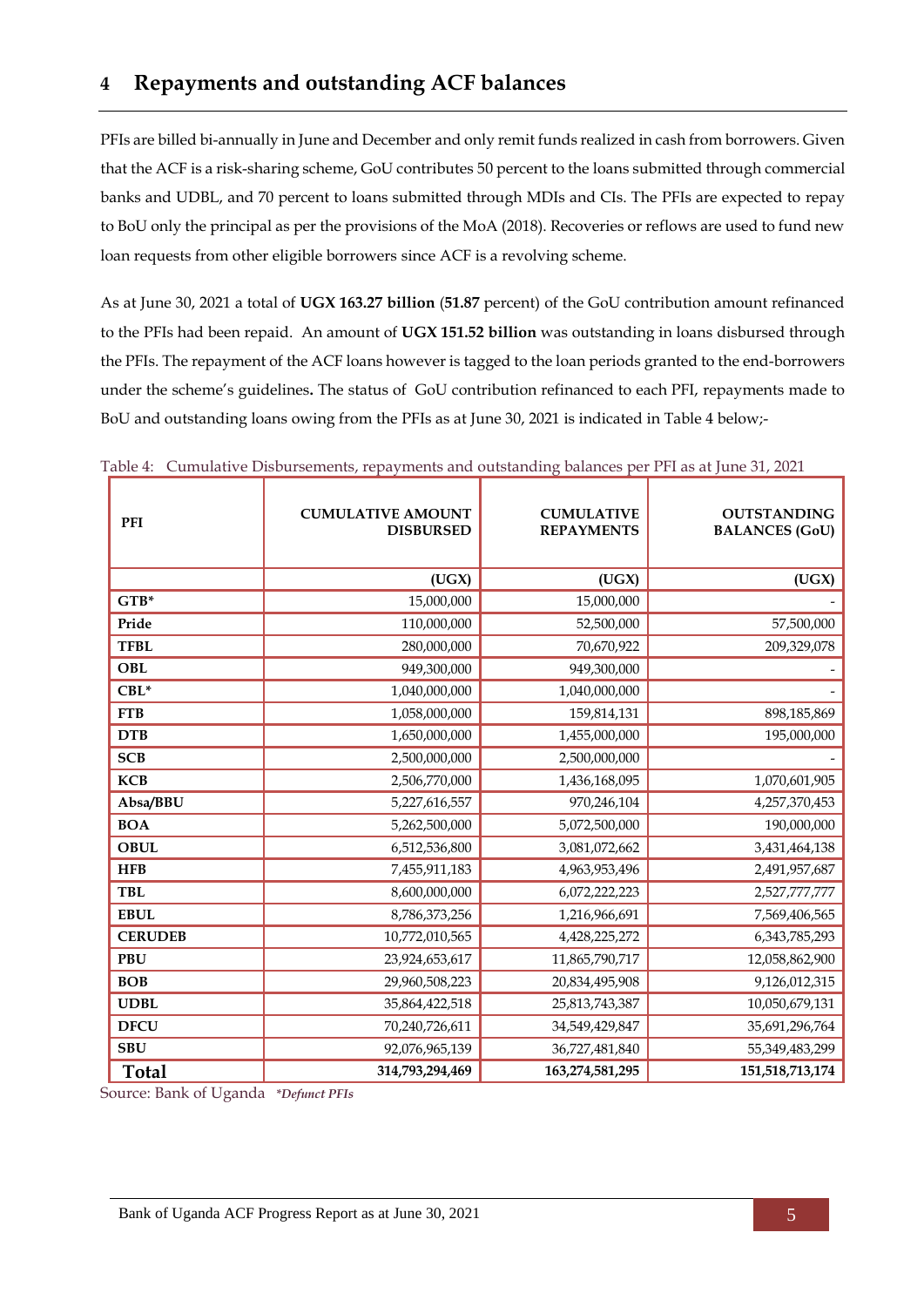# 4 Repayments and outstanding ACF balances

PFIs are billed bi-annually in June and December and only remit funds realized in cash from borrowers. Given that the ACF is a risk-sharing scheme, GoU contributes 50 percent to the loans submitted through commercial banks and UDBL, and 70 percent to loans submitted through MDIs and CIs. The PFIs are expected to repay to BoU only the principal as per the provisions of the MoA (2018). Recoveries or reflows are used to fund new loan requests from other eligible borrowers since ACF is a revolving scheme.

As at June 30, 2021 a total of **UGX 163.27 billion** (**51.87** percent) of the GoU contribution amount refinanced to the PFIs had been repaid. An amount of **UGX 151.52 billion** was outstanding in loans disbursed through the PFIs. The repayment of the ACF loans however is tagged to the loan periods granted to the end-borrowers under the scheme's guidelines**.** The status of GoU contribution refinanced to each PFI, repayments made to BoU and outstanding loans owing from the PFIs as at June 30, 2021 is indicated in Table 4 below;-

Table 4: Cumulative Disbursements, repayments and outstanding balances per PFI as at June 31, 2021

| PFI | CUMULATIVE AMOUNT DISBURSED | CUMULATIVE REPAYMENTS | OUTSTANDING BALANCES (GoU) |
|---|---|---|---|
| | **(UGX)** | **(UGX)** | **(UGX)** |
| **GTB*** | 15,000,000 | 15,000,000 | - |
| **Pride** | 110,000,000 | 52,500,000 | 57,500,000 |
| **TFBL** | 280,000,000 | 70,670,922 | 209,329,078 |
| **OBL** | 949,300,000 | 949,300,000 | - |
| **CBL*** | 1,040,000,000 | 1,040,000,000 | - |
| **FTB** | 1,058,000,000 | 159,814,131 | 898,185,869 |
| **DTB** | 1,650,000,000 | 1,455,000,000 | 195,000,000 |
| **SCB** | 2,500,000,000 | 2,500,000,000 | - |
| **KCB** | 2,506,770,000 | 1,436,168,095 | 1,070,601,905 |
| **Absa/BBU** | 5,227,616,557 | 970,246,104 | 4,257,370,453 |
| **BOA** | 5,262,500,000 | 5,072,500,000 | 190,000,000 |
| **OBUL** | 6,512,536,800 | 3,081,072,662 | 3,431,464,138 |
| **HFB** | 7,455,911,183 | 4,963,953,496 | 2,491,957,687 |
| **TBL** | 8,600,000,000 | 6,072,222,223 | 2,527,777,777 |
| **EBUL** | 8,786,373,256 | 1,216,966,691 | 7,569,406,565 |
| **CERUDEB** | 10,772,010,565 | 4,428,225,272 | 6,343,785,293 |
| **PBU** | 23,924,653,617 | 11,865,790,717 | 12,058,862,900 |
| **BOB** | 29,960,508,223 | 20,834,495,908 | 9,126,012,315 |
| **UDBL** | 35,864,422,518 | 25,813,743,387 | 10,050,679,131 |
| **DFCU** | 70,240,726,611 | 34,549,429,847 | 35,691,296,764 |
| **SBU** | 92,076,965,139 | 36,727,481,840 | 55,349,483,299 |
| **Total** | **314,793,294,469** | **163,274,581,295** | **151,518,713,174** |

Source: Bank of Uganda *\*Defunct PFIs*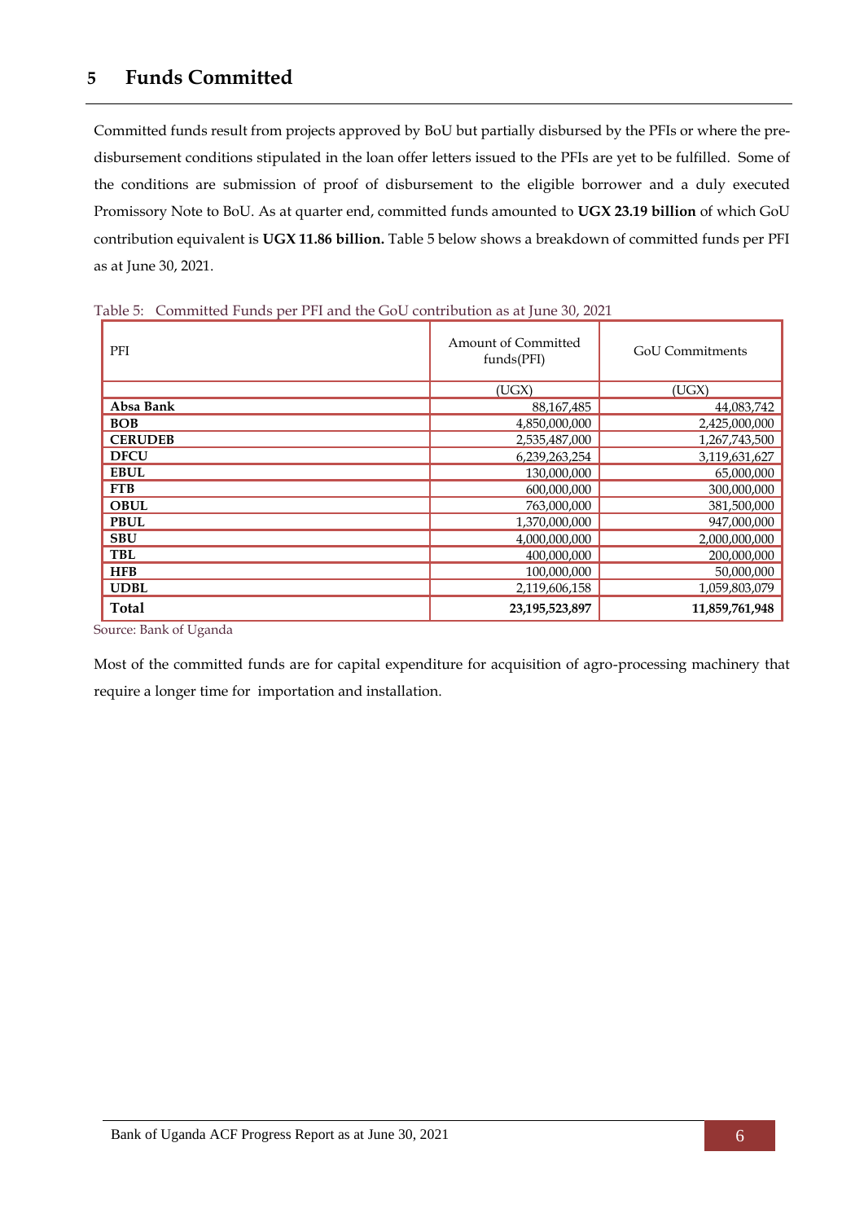## 5 Funds Committed

Committed funds result from projects approved by BoU but partially disbursed by the PFIs or where the pre-disbursement conditions stipulated in the loan offer letters issued to the PFIs are yet to be fulfilled. Some of the conditions are submission of proof of disbursement to the eligible borrower and a duly executed Promissory Note to BoU. As at quarter end, committed funds amounted to **UGX 23.19 billion** of which GoU contribution equivalent is **UGX 11.86 billion.** Table 5 below shows a breakdown of committed funds per PFI as at June 30, 2021.

Table 5: Committed Funds per PFI and the GoU contribution as at June 30, 2021

| PFI | Amount of Committed funds(PFI) | GoU Commitments |
|---|---|---|
| | (UGX) | (UGX) |
| **Absa Bank** | 88,167,485 | 44,083,742 |
| **BOB** | 4,850,000,000 | 2,425,000,000 |
| **CERUDEB** | 2,535,487,000 | 1,267,743,500 |
| **DFCU** | 6,239,263,254 | 3,119,631,627 |
| **EBUL** | 130,000,000 | 65,000,000 |
| **FTB** | 600,000,000 | 300,000,000 |
| **OBUL** | 763,000,000 | 381,500,000 |
| **PBUL** | 1,370,000,000 | 947,000,000 |
| **SBU** | 4,000,000,000 | 2,000,000,000 |
| **TBL** | 400,000,000 | 200,000,000 |
| **HFB** | 100,000,000 | 50,000,000 |
| **UDBL** | 2,119,606,158 | 1,059,803,079 |
| **Total** | **23,195,523,897** | **11,859,761,948** |

Source: Bank of Uganda

Most of the committed funds are for capital expenditure for acquisition of agro-processing machinery that require a longer time for importation and installation.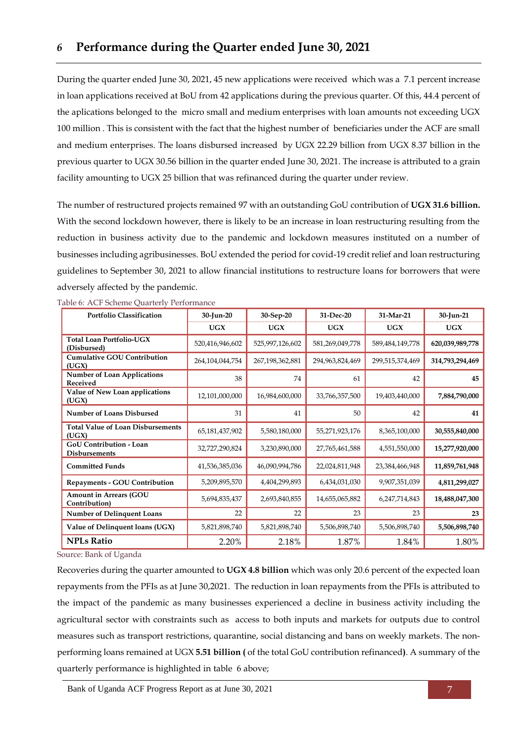# 6 Performance during the Quarter ended June 30, 2021

During the quarter ended June 30, 2021, 45 new applications were received which was a 7.1 percent increase in loan applications received at BoU from 42 applications during the previous quarter. Of this, 44.4 percent of the aplications belonged to the micro small and medium enterprises with loan amounts not exceeding UGX 100 million . This is consistent with the fact that the highest number of beneficiaries under the ACF are small and medium enterprises. The loans disbursed increased by UGX 22.29 billion from UGX 8.37 billion in the previous quarter to UGX 30.56 billion in the quarter ended June 30, 2021. The increase is attributed to a grain facility amounting to UGX 25 billion that was refinanced during the quarter under review.

The number of restructured projects remained 97 with an outstanding GoU contribution of **UGX 31.6 billion.** With the second lockdown however, there is likely to be an increase in loan restructuring resulting from the reduction in business activity due to the pandemic and lockdown measures instituted on a number of businesses including agribusinesses. BoU extended the period for covid-19 credit relief and loan restructuring guidelines to September 30, 2021 to allow financial institutions to restructure loans for borrowers that were adversely affected by the pandemic.

Table 6: ACF Scheme Quarterly Performance

| Portfolio Classification | 30-Jun-20 | 30-Sep-20 | 31-Dec-20 | 31-Mar-21 | 30-Jun-21 |
|---|---|---|---|---|---|
| | UGX | UGX | UGX | UGX | UGX |
| **Total Loan Portfolio-UGX (Disbursed)** | 520,416,946,602 | 525,997,126,602 | 581,269,049,778 | 589,484,149,778 | **620,039,989,778** |
| **Cumulative GOU Contribution (UGX)** | 264,104,044,754 | 267,198,362,881 | 294,963,824,469 | 299,515,374,469 | **314,793,294,469** |
| **Number of Loan Applications Received** | 38 | 74 | 61 | 42 | **45** |
| **Value of New Loan applications (UGX)** | 12,101,000,000 | 16,984,600,000 | 33,766,357,500 | 19,403,440,000 | **7,884,790,000** |
| **Number of Loans Disbursed** | 31 | 41 | 50 | 42 | **41** |
| **Total Value of Loan Disbursements (UGX)** | 65,181,437,902 | 5,580,180,000 | 55,271,923,176 | 8,365,100,000 | **30,555,840,000** |
| **GoU Contribution - Loan Disbursements** | 32,727,290,824 | 3,230,890,000 | 27,765,461,588 | 4,551,550,000 | **15,277,920,000** |
| **Committed Funds** | 41,536,385,036 | 46,090,994,786 | 22,024,811,948 | 23,384,466,948 | **11,859,761,948** |
| **Repayments - GOU Contribution** | 5,209,895,570 | 4,404,299,893 | 6,434,031,030 | 9,907,351,039 | **4,811,299,027** |
| **Amount in Arrears (GOU Contribution)** | 5,694,835,437 | 2,693,840,855 | 14,655,065,882 | 6,247,714,843 | **18,488,047,300** |
| **Number of Delinquent Loans** | 22 | 22 | 23 | 23 | **23** |
| **Value of Delinquent loans (UGX)** | 5,821,898,740 | 5,821,898,740 | 5,506,898,740 | 5,506,898,740 | **5,506,898,740** |
| **NPLs Ratio** | 2.20% | 2.18% | 1.87% | 1.84% | 1.80% |

Source: Bank of Uganda

Recoveries during the quarter amounted to **UGX 4.8 billion** which was only 20.6 percent of the expected loan repayments from the PFIs as at June 30,2021. The reduction in loan repayments from the PFIs is attributed to the impact of the pandemic as many businesses experienced a decline in business activity including the agricultural sector with constraints such as access to both inputs and markets for outputs due to control measures such as transport restrictions, quarantine, social distancing and bans on weekly markets. The non-performing loans remained at UGX **5.51 billion (** of the total GoU contribution refinanced**)**. A summary of the quarterly performance is highlighted in table 6 above;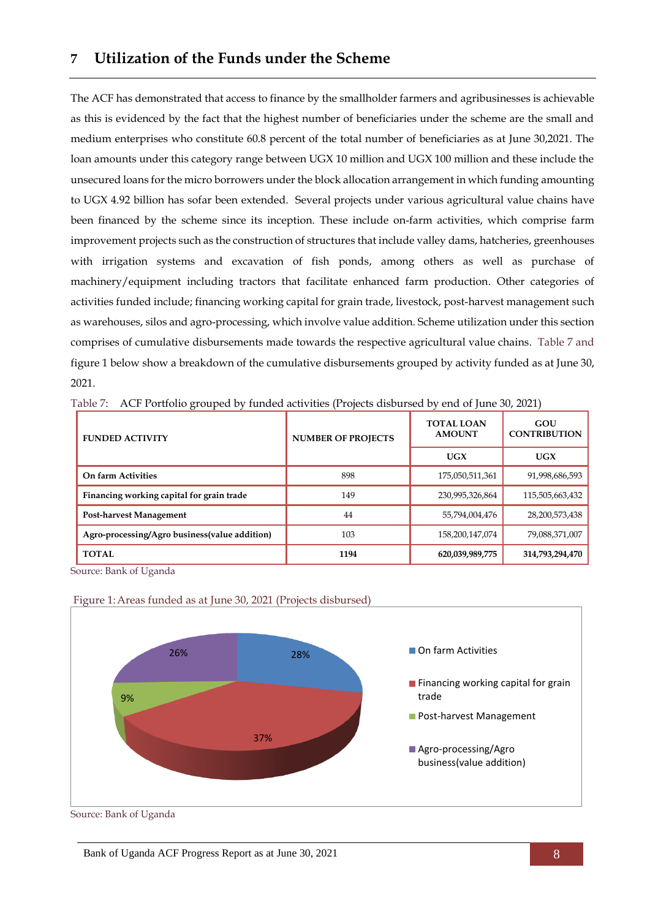## 7 Utilization of the Funds under the Scheme

The ACF has demonstrated that access to finance by the smallholder farmers and agribusinesses is achievable as this is evidenced by the fact that the highest number of beneficiaries under the scheme are the small and medium enterprises who constitute 60.8 percent of the total number of beneficiaries as at June 30,2021. The loan amounts under this category range between UGX 10 million and UGX 100 million and these include the unsecured loans for the micro borrowers under the block allocation arrangement in which funding amounting to UGX 4.92 billion has sofar been extended. Several projects under various agricultural value chains have been financed by the scheme since its inception. These include on-farm activities, which comprise farm improvement projects such as the construction of structures that include valley dams, hatcheries, greenhouses with irrigation systems and excavation of fish ponds, among others as well as purchase of machinery/equipment including tractors that facilitate enhanced farm production. Other categories of activities funded include; financing working capital for grain trade, livestock, post-harvest management such as warehouses, silos and agro-processing, which involve value addition. Scheme utilization under this section comprises of cumulative disbursements made towards the respective agricultural value chains. Table 7 and figure 1 below show a breakdown of the cumulative disbursements grouped by activity funded as at June 30, 2021.

Table 7: ACF Portfolio grouped by funded activities (Projects disbursed by end of June 30, 2021)

| FUNDED ACTIVITY | NUMBER OF PROJECTS | TOTAL LOAN AMOUNT | GOU CONTRIBUTION |
|---|---|---|---|
| | | UGX | UGX |
| On farm Activities | 898 | 175,050,511,361 | 91,998,686,593 |
| Financing working capital for grain trade | 149 | 230,995,326,864 | 115,505,663,432 |
| Post-harvest Management | 44 | 55,794,004,476 | 28,200,573,438 |
| Agro-processing/Agro business(value addition) | 103 | 158,200,147,074 | 79,088,371,007 |
| **TOTAL** | **1194** | **620,039,989,775** | **314,793,294,470** |

Source: Bank of Uganda

Figure 1: Areas funded as at June 30, 2021 (Projects disbursed)

| Area | Share |
|---|---|
| On farm Activities | 28% |
| Financing working capital for grain trade | 37% |
| Post-harvest Management | 9% |
| Agro-processing/Agro business(value addition) | 26% |

Source: Bank of Uganda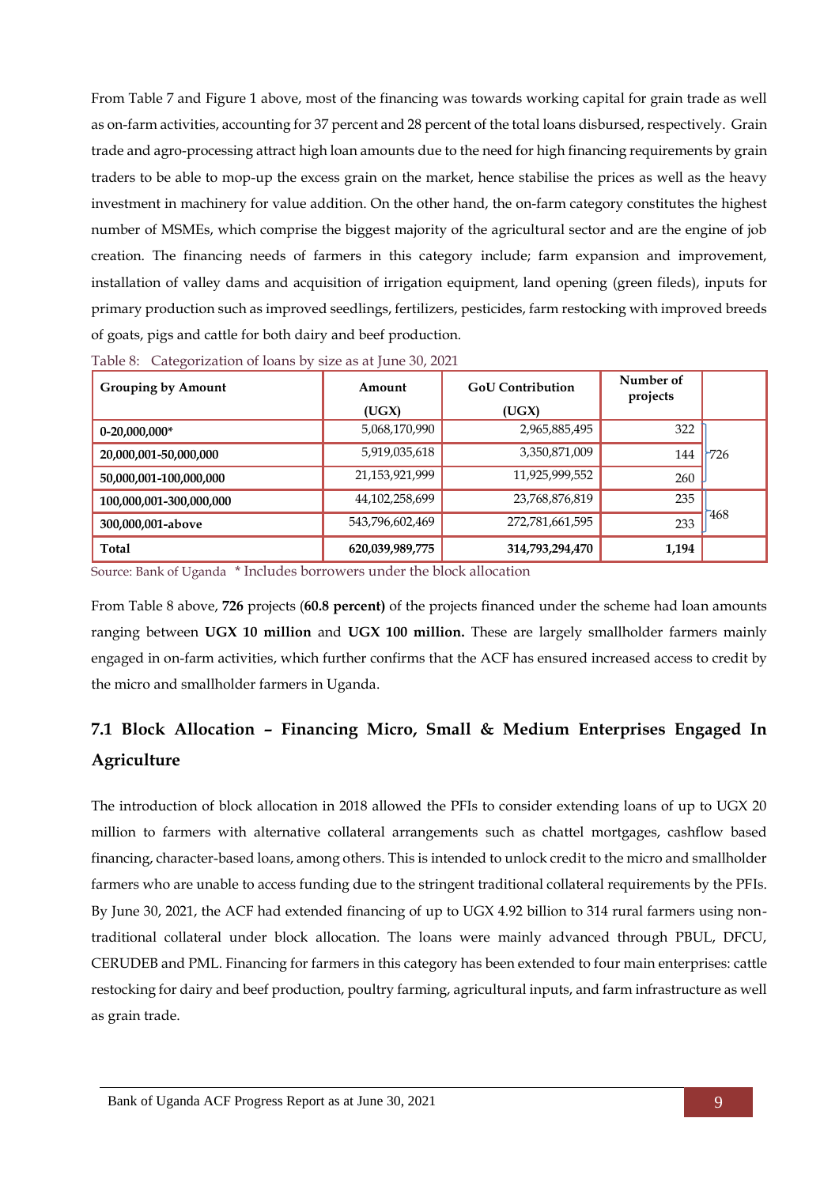From Table 7 and Figure 1 above, most of the financing was towards working capital for grain trade as well as on-farm activities, accounting for 37 percent and 28 percent of the total loans disbursed, respectively. Grain trade and agro-processing attract high loan amounts due to the need for high financing requirements by grain traders to be able to mop-up the excess grain on the market, hence stabilise the prices as well as the heavy investment in machinery for value addition. On the other hand, the on-farm category constitutes the highest number of MSMEs, which comprise the biggest majority of the agricultural sector and are the engine of job creation. The financing needs of farmers in this category include; farm expansion and improvement, installation of valley dams and acquisition of irrigation equipment, land opening (green fileds), inputs for primary production such as improved seedlings, fertilizers, pesticides, farm restocking with improved breeds of goats, pigs and cattle for both dairy and beef production.

Table 8: Categorization of loans by size as at June 30, 2021

| Grouping by Amount | Amount (UGX) | GoU Contribution (UGX) | Number of projects | |
|---|---|---|---|---|
| 0-20,000,000* | 5,068,170,990 | 2,965,885,495 | 322 | 726 |
| 20,000,001-50,000,000 | 5,919,035,618 | 3,350,871,009 | 144 | |
| 50,000,001-100,000,000 | 21,153,921,999 | 11,925,999,552 | 260 | |
| 100,000,001-300,000,000 | 44,102,258,699 | 23,768,876,819 | 235 | 468 |
| 300,000,001-above | 543,796,602,469 | 272,781,661,595 | 233 | |
| **Total** | **620,039,989,775** | **314,793,294,470** | **1,194** | |

Source: Bank of Uganda * Includes borrowers under the block allocation

From Table 8 above, **726** projects (**60.8 percent)** of the projects financed under the scheme had loan amounts ranging between **UGX 10 million** and **UGX 100 million.** These are largely smallholder farmers mainly engaged in on-farm activities, which further confirms that the ACF has ensured increased access to credit by the micro and smallholder farmers in Uganda.

## 7.1 Block Allocation – Financing Micro, Small & Medium Enterprises Engaged In Agriculture

The introduction of block allocation in 2018 allowed the PFIs to consider extending loans of up to UGX 20 million to farmers with alternative collateral arrangements such as chattel mortgages, cashflow based financing, character-based loans, among others. This is intended to unlock credit to the micro and smallholder farmers who are unable to access funding due to the stringent traditional collateral requirements by the PFIs. By June 30, 2021, the ACF had extended financing of up to UGX 4.92 billion to 314 rural farmers using non-traditional collateral under block allocation. The loans were mainly advanced through PBUL, DFCU, CERUDEB and PML. Financing for farmers in this category has been extended to four main enterprises: cattle restocking for dairy and beef production, poultry farming, agricultural inputs, and farm infrastructure as well as grain trade.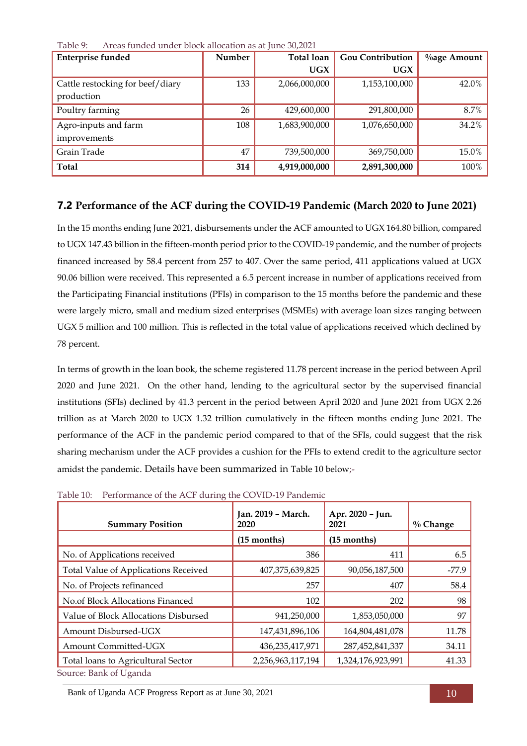Table 9: Areas funded under block allocation as at June 30,2021

| Enterprise funded | Number | Total loan UGX | Gou Contribution UGX | %age Amount |
|---|---|---|---|---|
| Cattle restocking for beef/diary production | 133 | 2,066,000,000 | 1,153,100,000 | 42.0% |
| Poultry farming | 26 | 429,600,000 | 291,800,000 | 8.7% |
| Agro-inputs and farm improvements | 108 | 1,683,900,000 | 1,076,650,000 | 34.2% |
| Grain Trade | 47 | 739,500,000 | 369,750,000 | 15.0% |
| **Total** | **314** | **4,919,000,000** | **2,891,300,000** | 100% |

## 7.2 Performance of the ACF during the COVID-19 Pandemic (March 2020 to June 2021)

In the 15 months ending June 2021, disbursements under the ACF amounted to UGX 164.80 billion, compared to UGX 147.43 billion in the fifteen-month period prior to the COVID-19 pandemic, and the number of projects financed increased by 58.4 percent from 257 to 407. Over the same period, 411 applications valued at UGX 90.06 billion were received. This represented a 6.5 percent increase in number of applications received from the Participating Financial institutions (PFIs) in comparison to the 15 months before the pandemic and these were largely micro, small and medium sized enterprises (MSMEs) with average loan sizes ranging between UGX 5 million and 100 million. This is reflected in the total value of applications received which declined by 78 percent.

In terms of growth in the loan book, the scheme registered 11.78 percent increase in the period between April 2020 and June 2021. On the other hand, lending to the agricultural sector by the supervised financial institutions (SFIs) declined by 41.3 percent in the period between April 2020 and June 2021 from UGX 2.26 trillion as at March 2020 to UGX 1.32 trillion cumulatively in the fifteen months ending June 2021. The performance of the ACF in the pandemic period compared to that of the SFIs, could suggest that the risk sharing mechanism under the ACF provides a cushion for the PFIs to extend credit to the agriculture sector amidst the pandemic. Details have been summarized in Table 10 below;-

Table 10: Performance of the ACF during the COVID-19 Pandemic

| Summary Position | Jan. 2019 – March. 2020 | Apr. 2020 – Jun. 2021 | % Change |
|---|---|---|---|
| | (15 months) | (15 months) | |
| No. of Applications received | 386 | 411 | 6.5 |
| Total Value of Applications Received | 407,375,639,825 | 90,056,187,500 | -77.9 |
| No. of Projects refinanced | 257 | 407 | 58.4 |
| No.of Block Allocations Financed | 102 | 202 | 98 |
| Value of Block Allocations Disbursed | 941,250,000 | 1,853,050,000 | 97 |
| Amount Disbursed-UGX | 147,431,896,106 | 164,804,481,078 | 11.78 |
| Amount Committed-UGX | 436,235,417,971 | 287,452,841,337 | 34.11 |
| Total loans to Agricultural Sector | 2,256,963,117,194 | 1,324,176,923,991 | 41.33 |

Source: Bank of Uganda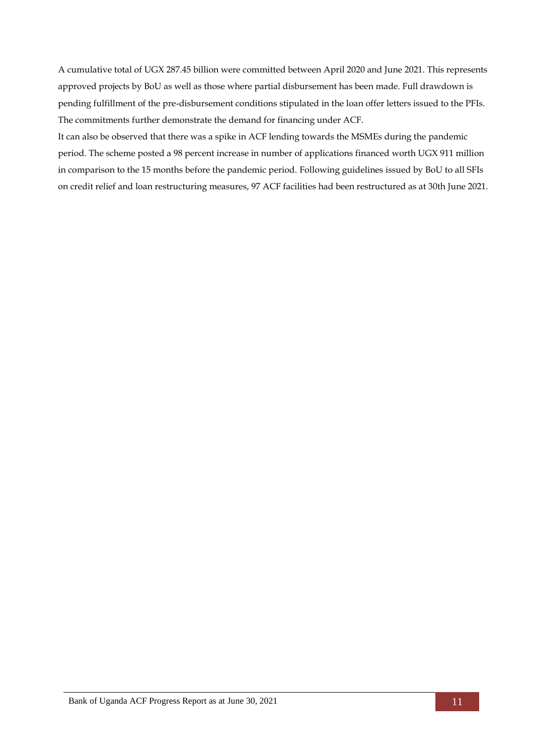A cumulative total of UGX 287.45 billion were committed between April 2020 and June 2021. This represents approved projects by BoU as well as those where partial disbursement has been made. Full drawdown is pending fulfillment of the pre-disbursement conditions stipulated in the loan offer letters issued to the PFIs. The commitments further demonstrate the demand for financing under ACF.

It can also be observed that there was a spike in ACF lending towards the MSMEs during the pandemic period. The scheme posted a 98 percent increase in number of applications financed worth UGX 911 million in comparison to the 15 months before the pandemic period. Following guidelines issued by BoU to all SFIs on credit relief and loan restructuring measures, 97 ACF facilities had been restructured as at 30th June 2021.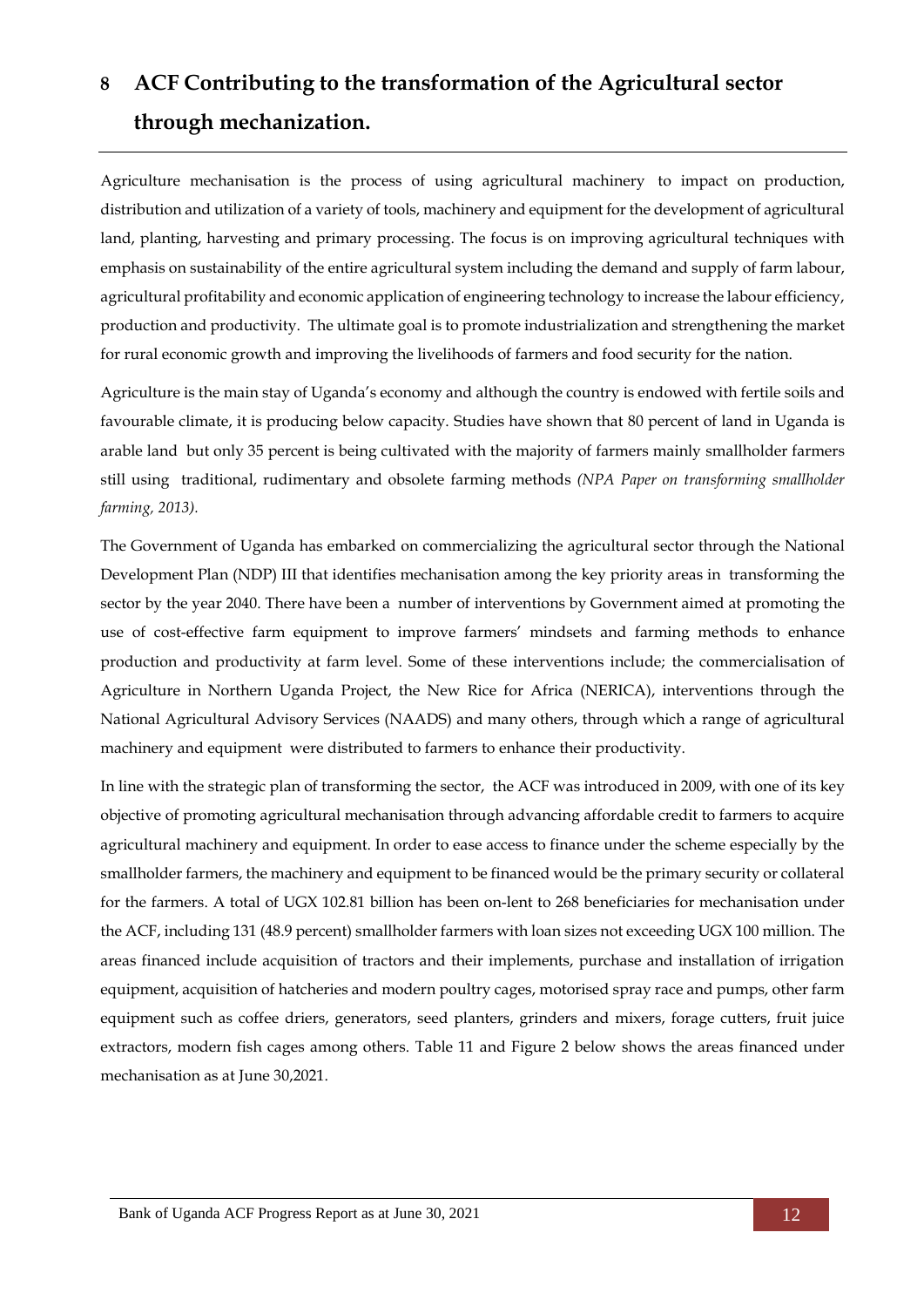# 8 ACF Contributing to the transformation of the Agricultural sector through mechanization.

Agriculture mechanisation is the process of using agricultural machinery to impact on production, distribution and utilization of a variety of tools, machinery and equipment for the development of agricultural land, planting, harvesting and primary processing. The focus is on improving agricultural techniques with emphasis on sustainability of the entire agricultural system including the demand and supply of farm labour, agricultural profitability and economic application of engineering technology to increase the labour efficiency, production and productivity. The ultimate goal is to promote industrialization and strengthening the market for rural economic growth and improving the livelihoods of farmers and food security for the nation.

Agriculture is the main stay of Uganda's economy and although the country is endowed with fertile soils and favourable climate, it is producing below capacity. Studies have shown that 80 percent of land in Uganda is arable land but only 35 percent is being cultivated with the majority of farmers mainly smallholder farmers still using traditional, rudimentary and obsolete farming methods *(NPA Paper on transforming smallholder farming, 2013).*

The Government of Uganda has embarked on commercializing the agricultural sector through the National Development Plan (NDP) III that identifies mechanisation among the key priority areas in transforming the sector by the year 2040. There have been a number of interventions by Government aimed at promoting the use of cost-effective farm equipment to improve farmers' mindsets and farming methods to enhance production and productivity at farm level. Some of these interventions include; the commercialisation of Agriculture in Northern Uganda Project, the New Rice for Africa (NERICA), interventions through the National Agricultural Advisory Services (NAADS) and many others, through which a range of agricultural machinery and equipment were distributed to farmers to enhance their productivity.

In line with the strategic plan of transforming the sector, the ACF was introduced in 2009, with one of its key objective of promoting agricultural mechanisation through advancing affordable credit to farmers to acquire agricultural machinery and equipment. In order to ease access to finance under the scheme especially by the smallholder farmers, the machinery and equipment to be financed would be the primary security or collateral for the farmers. A total of UGX 102.81 billion has been on-lent to 268 beneficiaries for mechanisation under the ACF, including 131 (48.9 percent) smallholder farmers with loan sizes not exceeding UGX 100 million. The areas financed include acquisition of tractors and their implements, purchase and installation of irrigation equipment, acquisition of hatcheries and modern poultry cages, motorised spray race and pumps, other farm equipment such as coffee driers, generators, seed planters, grinders and mixers, forage cutters, fruit juice extractors, modern fish cages among others. Table 11 and Figure 2 below shows the areas financed under mechanisation as at June 30,2021.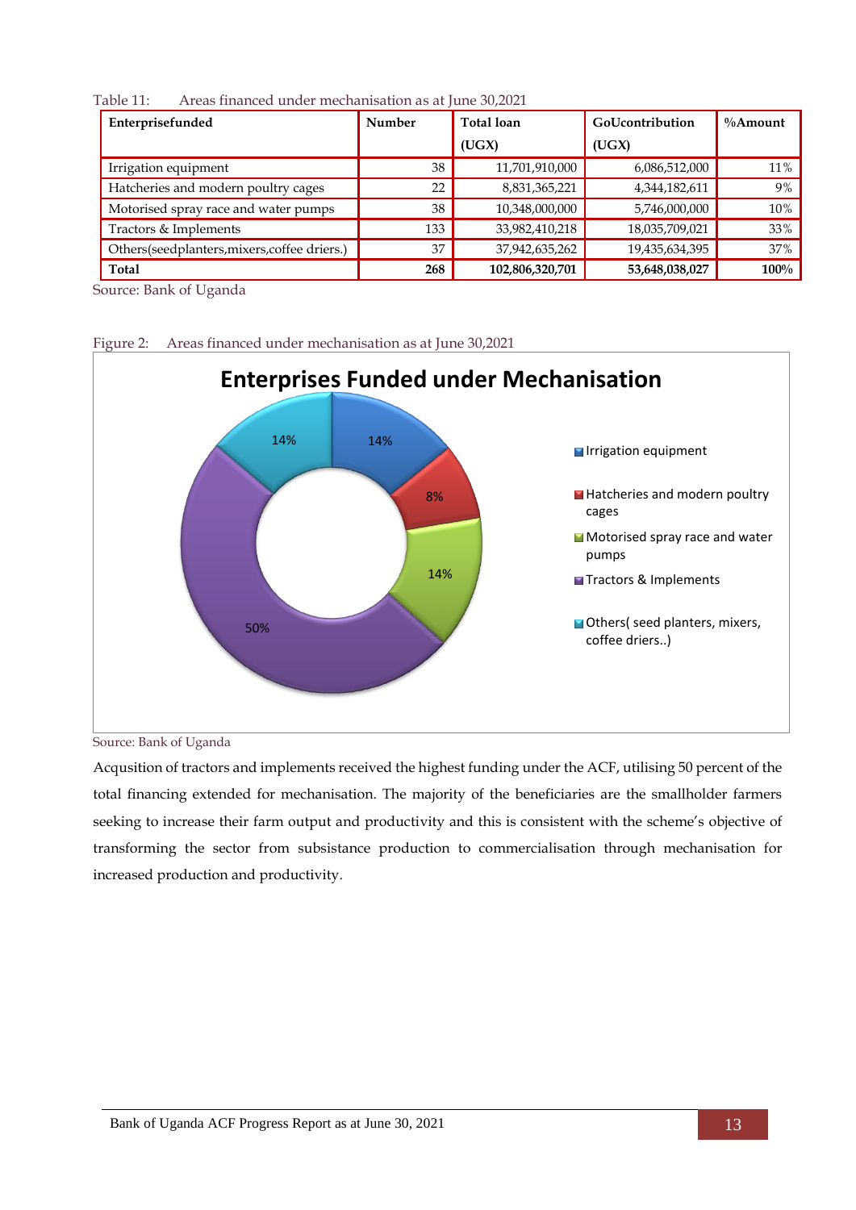Table 11: Areas financed under mechanisation as at June 30,2021

| Enterprisefunded | Number | Total loan (UGX) | GoUcontribution (UGX) | %Amount |
|---|---|---|---|---|
| Irrigation equipment | 38 | 11,701,910,000 | 6,086,512,000 | 11% |
| Hatcheries and modern poultry cages | 22 | 8,831,365,221 | 4,344,182,611 | 9% |
| Motorised spray race and water pumps | 38 | 10,348,000,000 | 5,746,000,000 | 10% |
| Tractors & Implements | 133 | 33,982,410,218 | 18,035,709,021 | 33% |
| Others(seedplanters,mixers,coffee driers.) | 37 | 37,942,635,262 | 19,435,634,395 | 37% |
| **Total** | **268** | **102,806,320,701** | **53,648,038,027** | **100%** |

Source: Bank of Uganda

Figure 2: Areas financed under mechanisation as at June 30,2021

**Enterprises Funded under Mechanisation**

| Enterprise | Share |
|---|---|
| Irrigation equipment | 14% |
| Hatcheries and modern poultry cages | 8% |
| Motorised spray race and water pumps | 14% |
| Tractors & Implements | 50% |
| Others( seed planters, mixers, coffee driers..) | 14% |

Source: Bank of Uganda

Acqusition of tractors and implements received the highest funding under the ACF, utilising 50 percent of the total financing extended for mechanisation. The majority of the beneficiaries are the smallholder farmers seeking to increase their farm output and productivity and this is consistent with the scheme's objective of transforming the sector from subsistance production to commercialisation through mechanisation for increased production and productivity.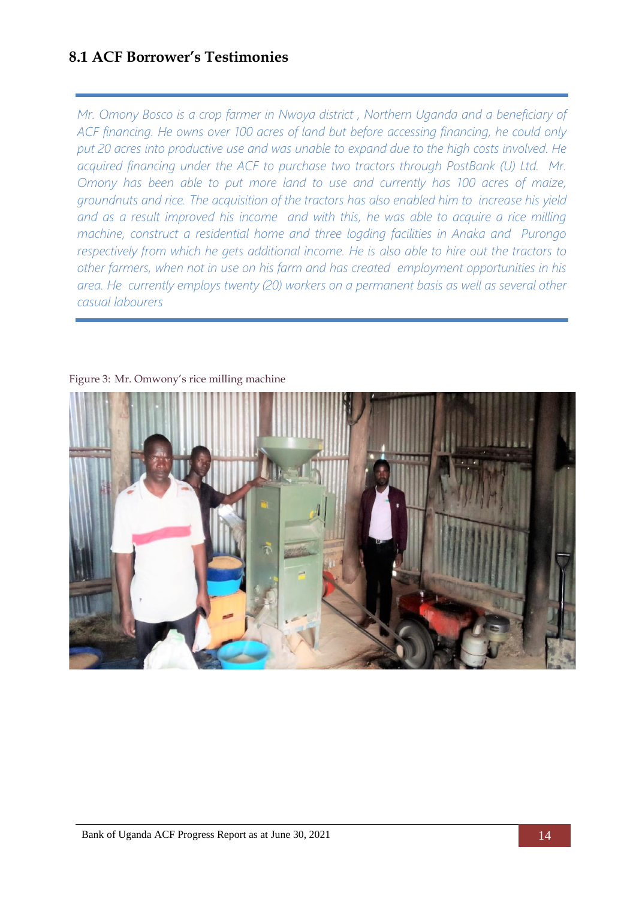## 8.1 ACF Borrower's Testimonies

*Mr. Omony Bosco is a crop farmer in Nwoya district , Northern Uganda and a beneficiary of ACF financing. He owns over 100 acres of land but before accessing financing, he could only put 20 acres into productive use and was unable to expand due to the high costs involved. He acquired financing under the ACF to purchase two tractors through PostBank (U) Ltd. Mr. Omony has been able to put more land to use and currently has 100 acres of maize, groundnuts and rice. The acquisition of the tractors has also enabled him to increase his yield and as a result improved his income and with this, he was able to acquire a rice milling machine, construct a residential home and three logding facilities in Anaka and Purongo respectively from which he gets additional income. He is also able to hire out the tractors to other farmers, when not in use on his farm and has created employment opportunities in his area. He currently employs twenty (20) workers on a permanent basis as well as several other casual labourers*

Figure 3: Mr. Omwony's rice milling machine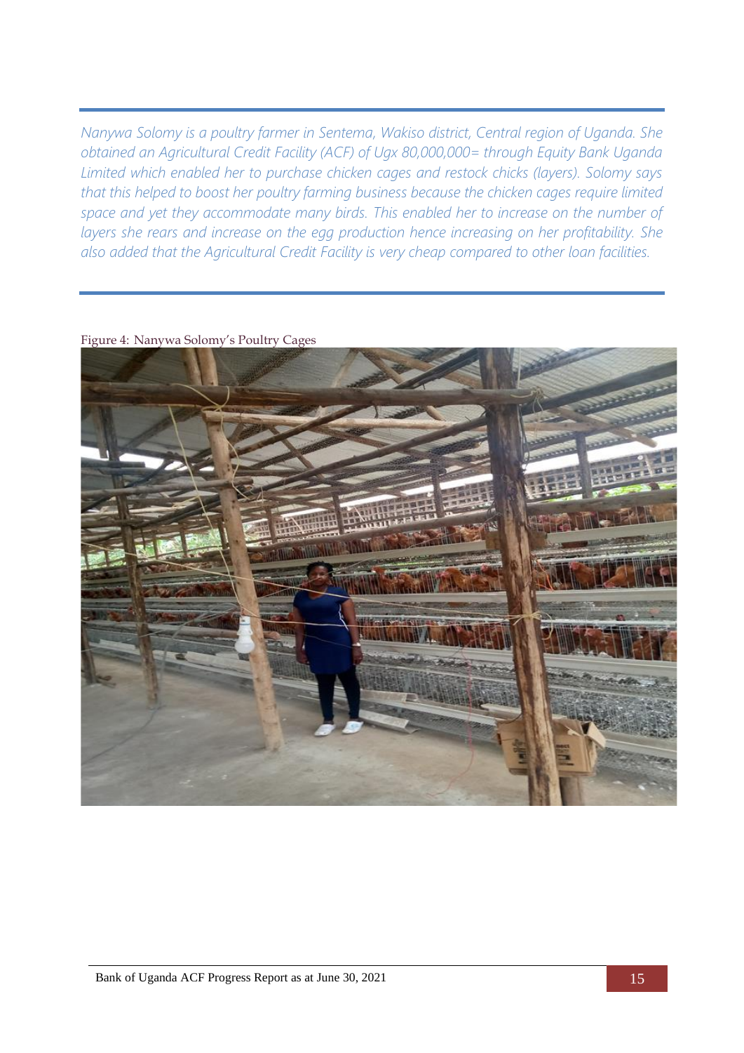*Nanywa Solomy is a poultry farmer in Sentema, Wakiso district, Central region of Uganda. She obtained an Agricultural Credit Facility (ACF) of Ugx 80,000,000= through Equity Bank Uganda Limited which enabled her to purchase chicken cages and restock chicks (layers). Solomy says that this helped to boost her poultry farming business because the chicken cages require limited space and yet they accommodate many birds. This enabled her to increase on the number of layers she rears and increase on the egg production hence increasing on her profitability. She also added that the Agricultural Credit Facility is very cheap compared to other loan facilities.*

Figure 4: Nanywa Solomy's Poultry Cages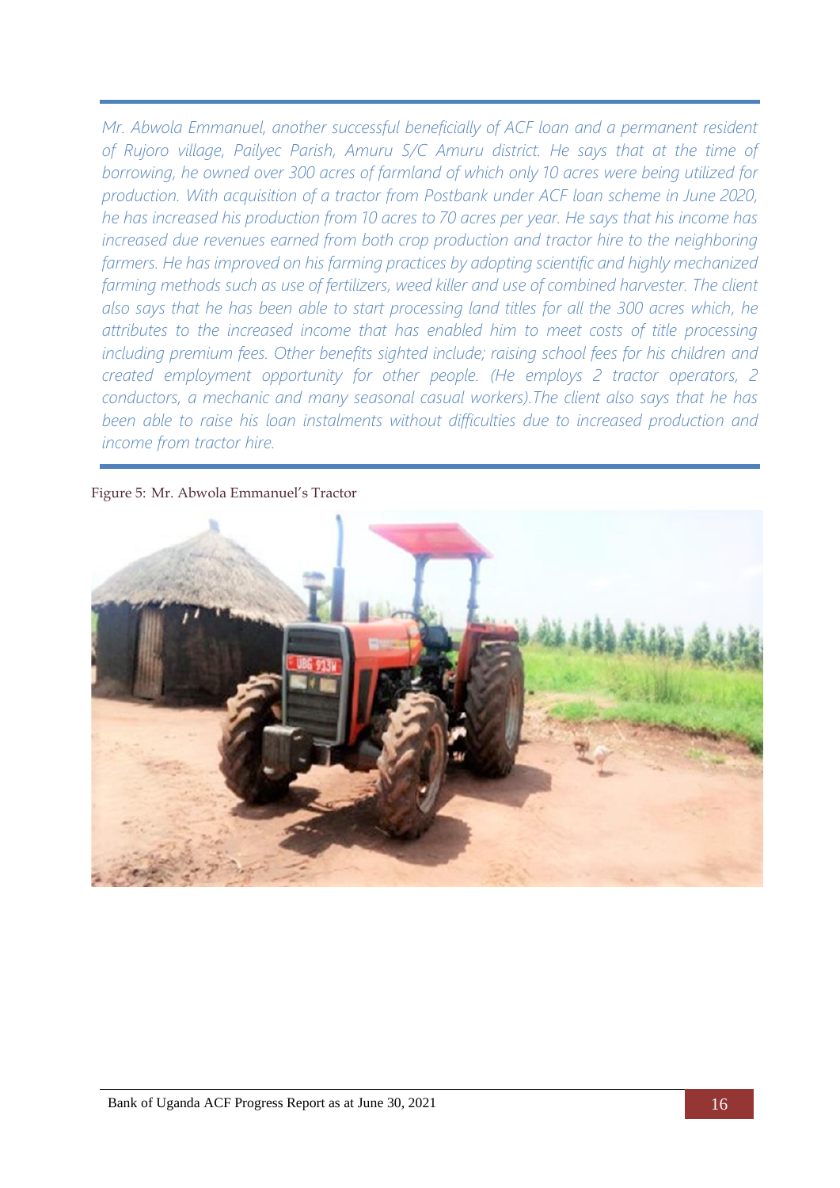*Mr. Abwola Emmanuel, another successful beneficially of ACF loan and a permanent resident of Rujoro village, Pailyec Parish, Amuru S/C Amuru district. He says that at the time of borrowing, he owned over 300 acres of farmland of which only 10 acres were being utilized for production. With acquisition of a tractor from Postbank under ACF loan scheme in June 2020, he has increased his production from 10 acres to 70 acres per year. He says that his income has increased due revenues earned from both crop production and tractor hire to the neighboring farmers. He has improved on his farming practices by adopting scientific and highly mechanized farming methods such as use of fertilizers, weed killer and use of combined harvester. The client also says that he has been able to start processing land titles for all the 300 acres which, he attributes to the increased income that has enabled him to meet costs of title processing including premium fees. Other benefits sighted include; raising school fees for his children and created employment opportunity for other people. (He employs 2 tractor operators, 2 conductors, a mechanic and many seasonal casual workers).The client also says that he has been able to raise his loan instalments without difficulties due to increased production and income from tractor hire.*

Figure 5: Mr. Abwola Emmanuel's Tractor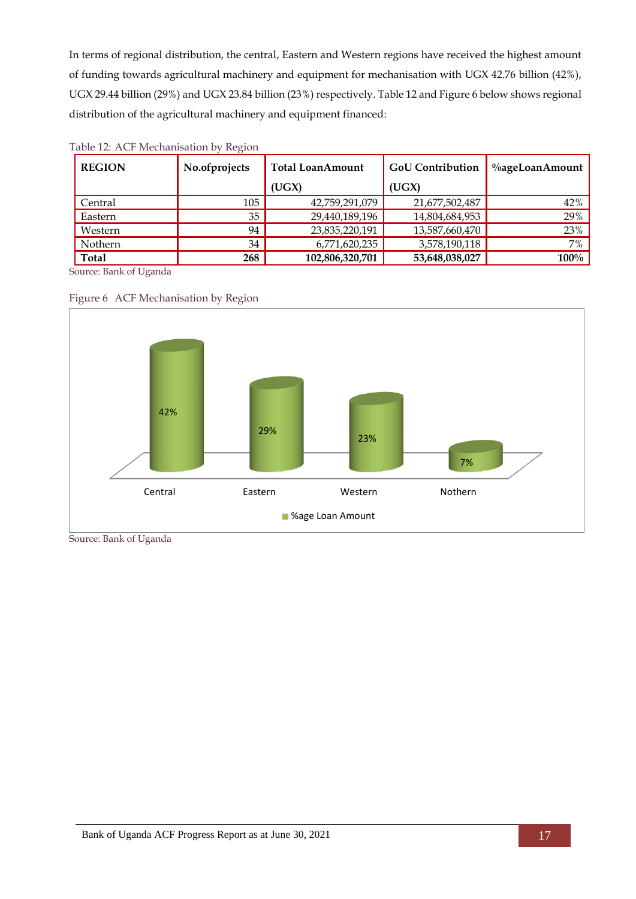In terms of regional distribution, the central, Eastern and Western regions have received the highest amount of funding towards agricultural machinery and equipment for mechanisation with UGX 42.76 billion (42%), UGX 29.44 billion (29%) and UGX 23.84 billion (23%) respectively. Table 12 and Figure 6 below shows regional distribution of the agricultural machinery and equipment financed:

Table 12: ACF Mechanisation by Region

| REGION | No.ofprojects | Total LoanAmount (UGX) | GoU Contribution (UGX) | %ageLoanAmount |
|---|---|---|---|---|
| Central | 105 | 42,759,291,079 | 21,677,502,487 | 42% |
| Eastern | 35 | 29,440,189,196 | 14,804,684,953 | 29% |
| Western | 94 | 23,835,220,191 | 13,587,660,470 | 23% |
| Nothern | 34 | 6,771,620,235 | 3,578,190,118 | 7% |
| **Total** | **268** | **102,806,320,701** | **53,648,038,027** | **100%** |

Source: Bank of Uganda

Figure 6 ACF Mechanisation by Region

| Region | %age Loan Amount |
|---|---|
| Central | 42% |
| Eastern | 29% |
| Western | 23% |
| Nothern | 7% |

Source: Bank of Uganda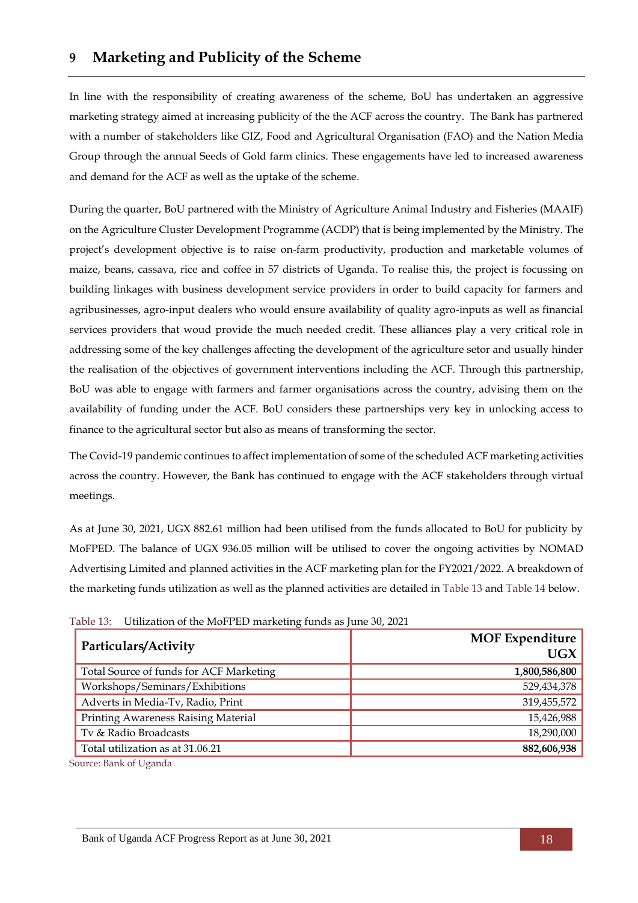# 9 Marketing and Publicity of the Scheme

In line with the responsibility of creating awareness of the scheme, BoU has undertaken an aggressive marketing strategy aimed at increasing publicity of the the ACF across the country. The Bank has partnered with a number of stakeholders like GIZ, Food and Agricultural Organisation (FAO) and the Nation Media Group through the annual Seeds of Gold farm clinics. These engagements have led to increased awareness and demand for the ACF as well as the uptake of the scheme.

During the quarter, BoU partnered with the Ministry of Agriculture Animal Industry and Fisheries (MAAIF) on the Agriculture Cluster Development Programme (ACDP) that is being implemented by the Ministry. The project's development objective is to raise on-farm productivity, production and marketable volumes of maize, beans, cassava, rice and coffee in 57 districts of Uganda. To realise this, the project is focussing on building linkages with business development service providers in order to build capacity for farmers and agribusinesses, agro-input dealers who would ensure availability of quality agro-inputs as well as financial services providers that woud provide the much needed credit. These alliances play a very critical role in addressing some of the key challenges affecting the development of the agriculture setor and usually hinder the realisation of the objectives of government interventions including the ACF. Through this partnership, BoU was able to engage with farmers and farmer organisations across the country, advising them on the availability of funding under the ACF. BoU considers these partnerships very key in unlocking access to finance to the agricultural sector but also as means of transforming the sector.

The Covid-19 pandemic continues to affect implementation of some of the scheduled ACF marketing activities across the country. However, the Bank has continued to engage with the ACF stakeholders through virtual meetings.

As at June 30, 2021, UGX 882.61 million had been utilised from the funds allocated to BoU for publicity by MoFPED. The balance of UGX 936.05 million will be utilised to cover the ongoing activities by NOMAD Advertising Limited and planned activities in the ACF marketing plan for the FY2021/2022. A breakdown of the marketing funds utilization as well as the planned activities are detailed in Table 13 and Table 14 below.

Table 13: Utilization of the MoFPED marketing funds as June 30, 2021

| Particulars/Activity | MOF Expenditure UGX |
|---|---:|
| Total Source of funds for ACF Marketing | **1,800,586,800** |
| Workshops/Seminars/Exhibitions | 529,434,378 |
| Adverts in Media-Tv, Radio, Print | 319,455,572 |
| Printing Awareness Raising Material | 15,426,988 |
| Tv & Radio Broadcasts | 18,290,000 |
| Total utilization as at 31.06.21 | **882,606,938** |

Source: Bank of Uganda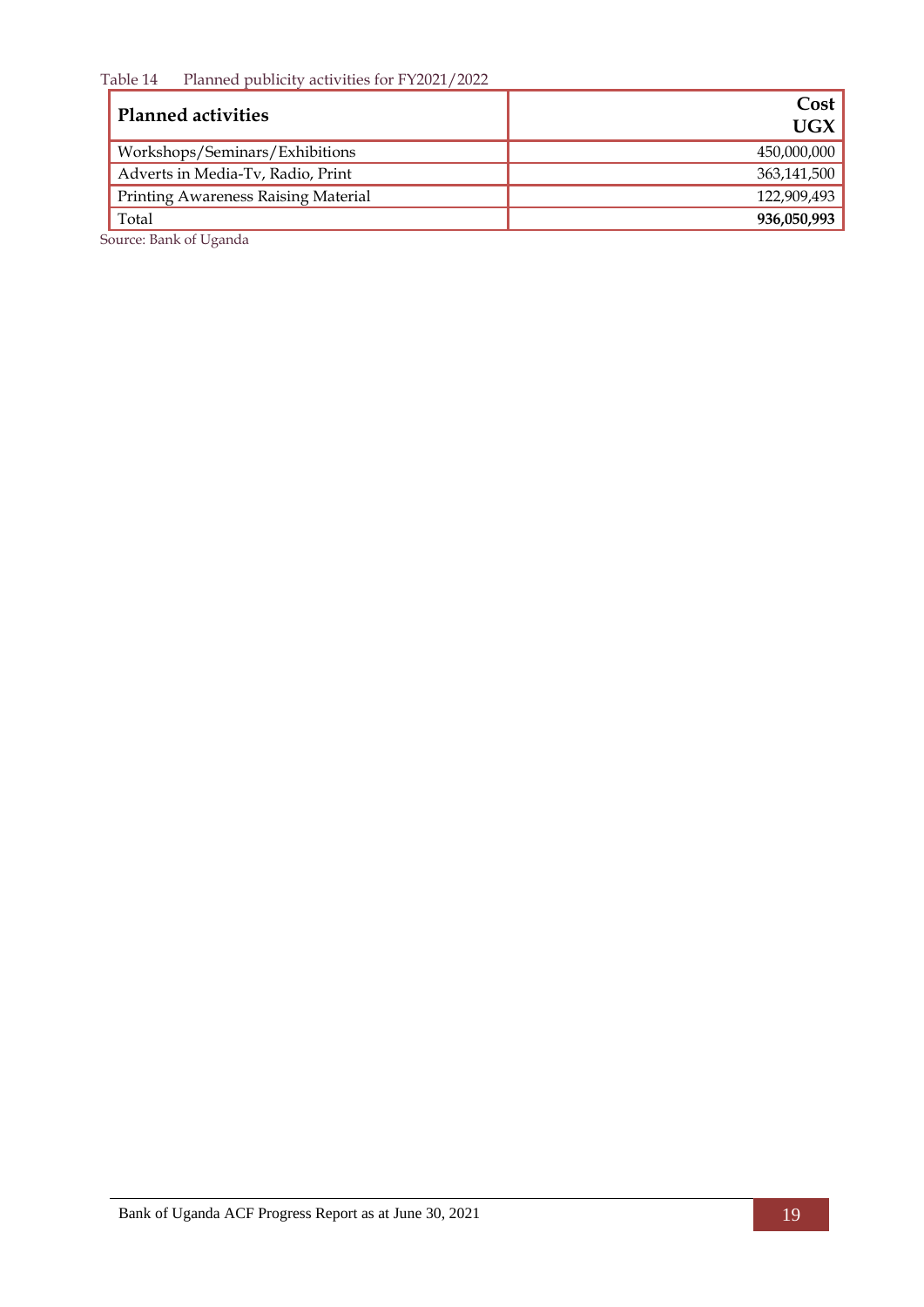Table 14 Planned publicity activities for FY2021/2022

| **Planned activities** | **Cost UGX** |
|---|---:|
| Workshops/Seminars/Exhibitions | 450,000,000 |
| Adverts in Media-Tv, Radio, Print | 363,141,500 |
| Printing Awareness Raising Material | 122,909,493 |
| Total | **936,050,993** |

Source: Bank of Uganda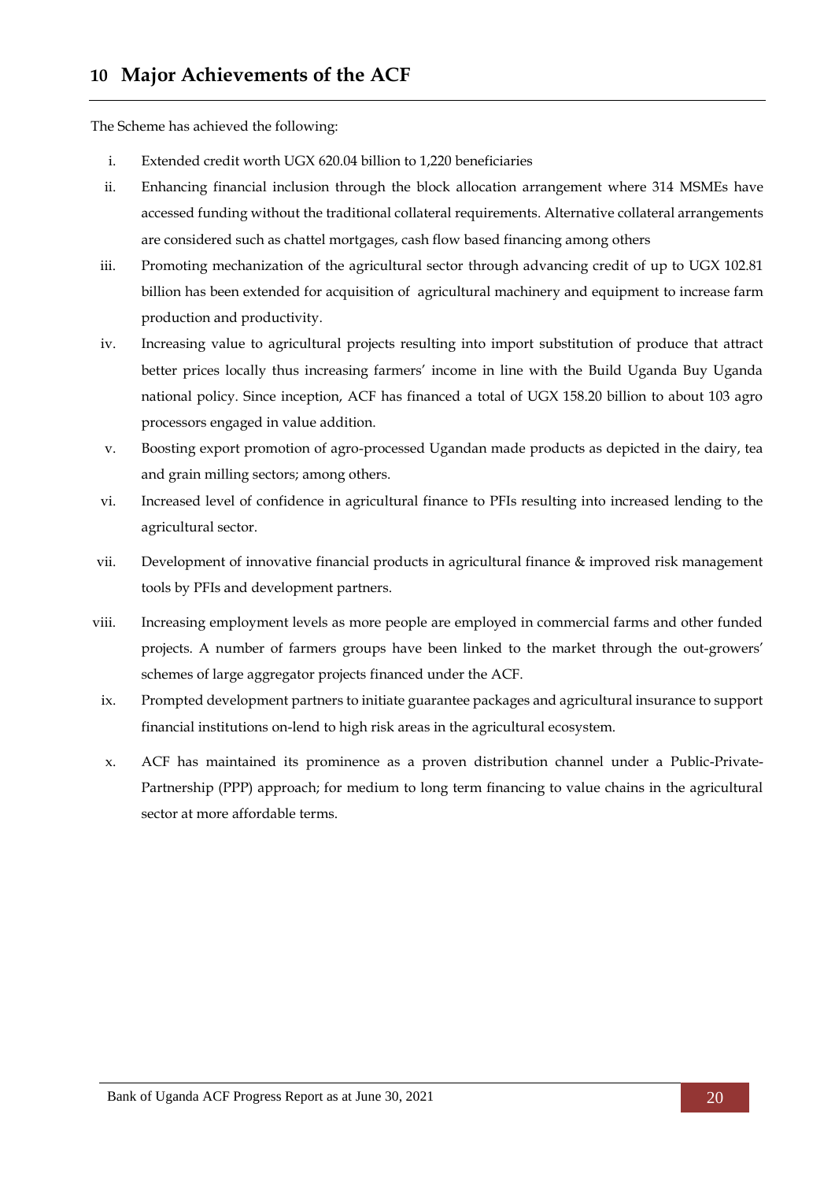# 10 Major Achievements of the ACF

The Scheme has achieved the following:

i. Extended credit worth UGX 620.04 billion to 1,220 beneficiaries

ii. Enhancing financial inclusion through the block allocation arrangement where 314 MSMEs have accessed funding without the traditional collateral requirements. Alternative collateral arrangements are considered such as chattel mortgages, cash flow based financing among others

iii. Promoting mechanization of the agricultural sector through advancing credit of up to UGX 102.81 billion has been extended for acquisition of agricultural machinery and equipment to increase farm production and productivity.

iv. Increasing value to agricultural projects resulting into import substitution of produce that attract better prices locally thus increasing farmers' income in line with the Build Uganda Buy Uganda national policy. Since inception, ACF has financed a total of UGX 158.20 billion to about 103 agro processors engaged in value addition.

v. Boosting export promotion of agro-processed Ugandan made products as depicted in the dairy, tea and grain milling sectors; among others.

vi. Increased level of confidence in agricultural finance to PFIs resulting into increased lending to the agricultural sector.

vii. Development of innovative financial products in agricultural finance & improved risk management tools by PFIs and development partners.

viii. Increasing employment levels as more people are employed in commercial farms and other funded projects. A number of farmers groups have been linked to the market through the out-growers' schemes of large aggregator projects financed under the ACF.

ix. Prompted development partners to initiate guarantee packages and agricultural insurance to support financial institutions on-lend to high risk areas in the agricultural ecosystem.

x. ACF has maintained its prominence as a proven distribution channel under a Public-Private-Partnership (PPP) approach; for medium to long term financing to value chains in the agricultural sector at more affordable terms.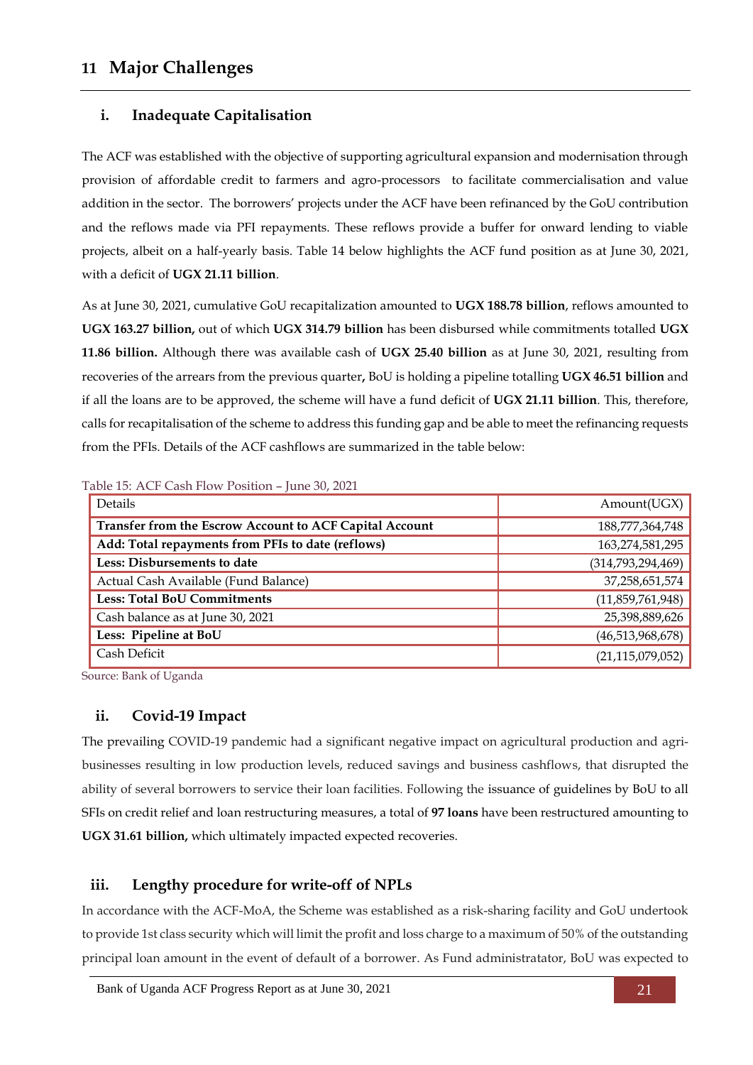## 11 Major Challenges

### i. Inadequate Capitalisation

The ACF was established with the objective of supporting agricultural expansion and modernisation through provision of affordable credit to farmers and agro-processors to facilitate commercialisation and value addition in the sector. The borrowers' projects under the ACF have been refinanced by the GoU contribution and the reflows made via PFI repayments. These reflows provide a buffer for onward lending to viable projects, albeit on a half-yearly basis. Table 14 below highlights the ACF fund position as at June 30, 2021, with a deficit of **UGX 21.11 billion**.

As at June 30, 2021, cumulative GoU recapitalization amounted to **UGX 188.78 billion**, reflows amounted to **UGX 163.27 billion,** out of which **UGX 314.79 billion** has been disbursed while commitments totalled **UGX 11.86 billion.** Although there was available cash of **UGX 25.40 billion** as at June 30, 2021, resulting from recoveries of the arrears from the previous quarter**,** BoU is holding a pipeline totalling **UGX 46.51 billion** and if all the loans are to be approved, the scheme will have a fund deficit of **UGX 21.11 billion**. This, therefore, calls for recapitalisation of the scheme to address this funding gap and be able to meet the refinancing requests from the PFIs. Details of the ACF cashflows are summarized in the table below:

Table 15: ACF Cash Flow Position – June 30, 2021

| Details | Amount(UGX) |
|---|---:|
| **Transfer from the Escrow Account to ACF Capital Account** | 188,777,364,748 |
| **Add: Total repayments from PFIs to date (reflows)** | 163,274,581,295 |
| **Less: Disbursements to date** | (314,793,294,469) |
| Actual Cash Available (Fund Balance) | 37,258,651,574 |
| **Less: Total BoU Commitments** | (11,859,761,948) |
| Cash balance as at June 30, 2021 | 25,398,889,626 |
| **Less: Pipeline at BoU** | (46,513,968,678) |
| Cash Deficit | (21,115,079,052) |

Source: Bank of Uganda

### ii. Covid-19 Impact

The prevailing COVID-19 pandemic had a significant negative impact on agricultural production and agri-businesses resulting in low production levels, reduced savings and business cashflows, that disrupted the ability of several borrowers to service their loan facilities. Following the issuance of guidelines by BoU to all SFIs on credit relief and loan restructuring measures, a total of **97 loans** have been restructured amounting to **UGX 31.61 billion,** which ultimately impacted expected recoveries.

### iii. Lengthy procedure for write-off of NPLs

In accordance with the ACF-MoA, the Scheme was established as a risk-sharing facility and GoU undertook to provide 1st class security which will limit the profit and loss charge to a maximum of 50% of the outstanding principal loan amount in the event of default of a borrower. As Fund administratator, BoU was expected to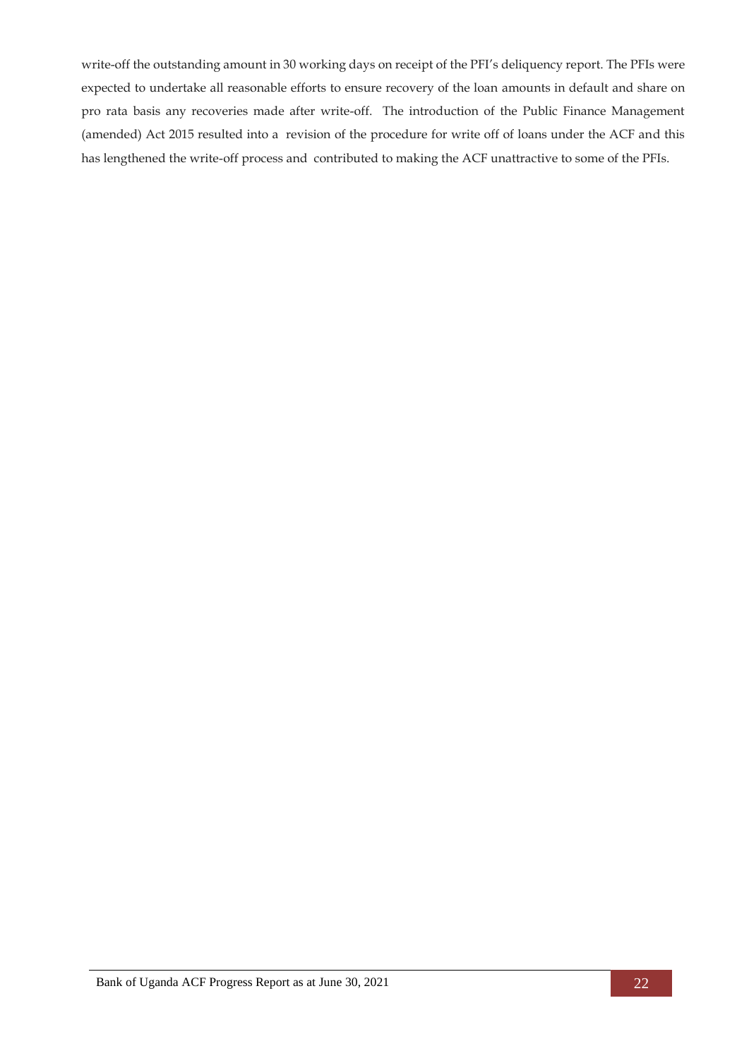write-off the outstanding amount in 30 working days on receipt of the PFI's deliquency report. The PFIs were expected to undertake all reasonable efforts to ensure recovery of the loan amounts in default and share on pro rata basis any recoveries made after write-off. The introduction of the Public Finance Management (amended) Act 2015 resulted into a revision of the procedure for write off of loans under the ACF and this has lengthened the write-off process and contributed to making the ACF unattractive to some of the PFIs.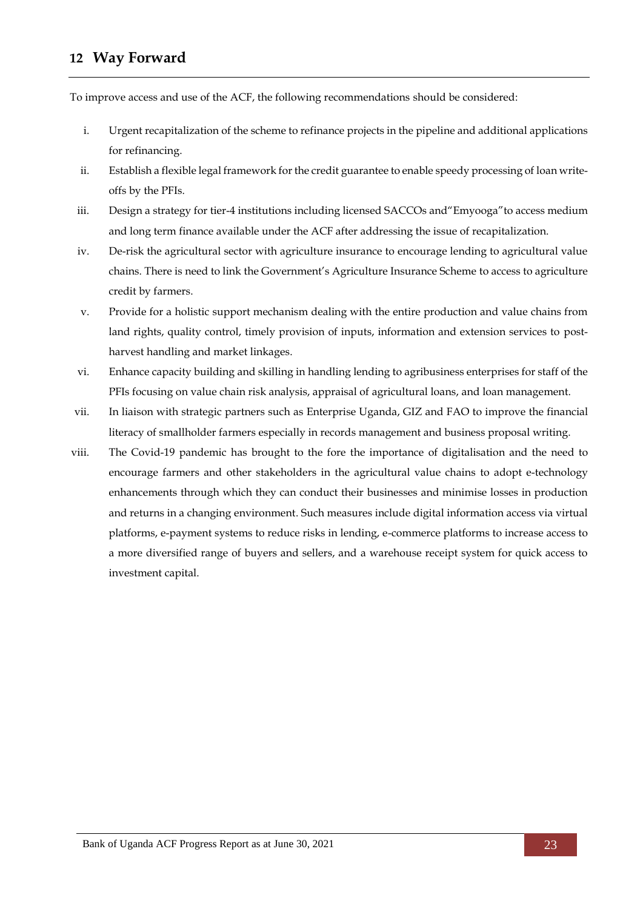## 12 Way Forward

To improve access and use of the ACF, the following recommendations should be considered:

i. Urgent recapitalization of the scheme to refinance projects in the pipeline and additional applications for refinancing.

ii. Establish a flexible legal framework for the credit guarantee to enable speedy processing of loan write-offs by the PFIs.

iii. Design a strategy for tier-4 institutions including licensed SACCOs and"Emyooga"to access medium and long term finance available under the ACF after addressing the issue of recapitalization.

iv. De-risk the agricultural sector with agriculture insurance to encourage lending to agricultural value chains. There is need to link the Government's Agriculture Insurance Scheme to access to agriculture credit by farmers.

v. Provide for a holistic support mechanism dealing with the entire production and value chains from land rights, quality control, timely provision of inputs, information and extension services to post-harvest handling and market linkages.

vi. Enhance capacity building and skilling in handling lending to agribusiness enterprises for staff of the PFIs focusing on value chain risk analysis, appraisal of agricultural loans, and loan management.

vii. In liaison with strategic partners such as Enterprise Uganda, GIZ and FAO to improve the financial literacy of smallholder farmers especially in records management and business proposal writing.

viii. The Covid-19 pandemic has brought to the fore the importance of digitalisation and the need to encourage farmers and other stakeholders in the agricultural value chains to adopt e-technology enhancements through which they can conduct their businesses and minimise losses in production and returns in a changing environment. Such measures include digital information access via virtual platforms, e-payment systems to reduce risks in lending, e-commerce platforms to increase access to a more diversified range of buyers and sellers, and a warehouse receipt system for quick access to investment capital.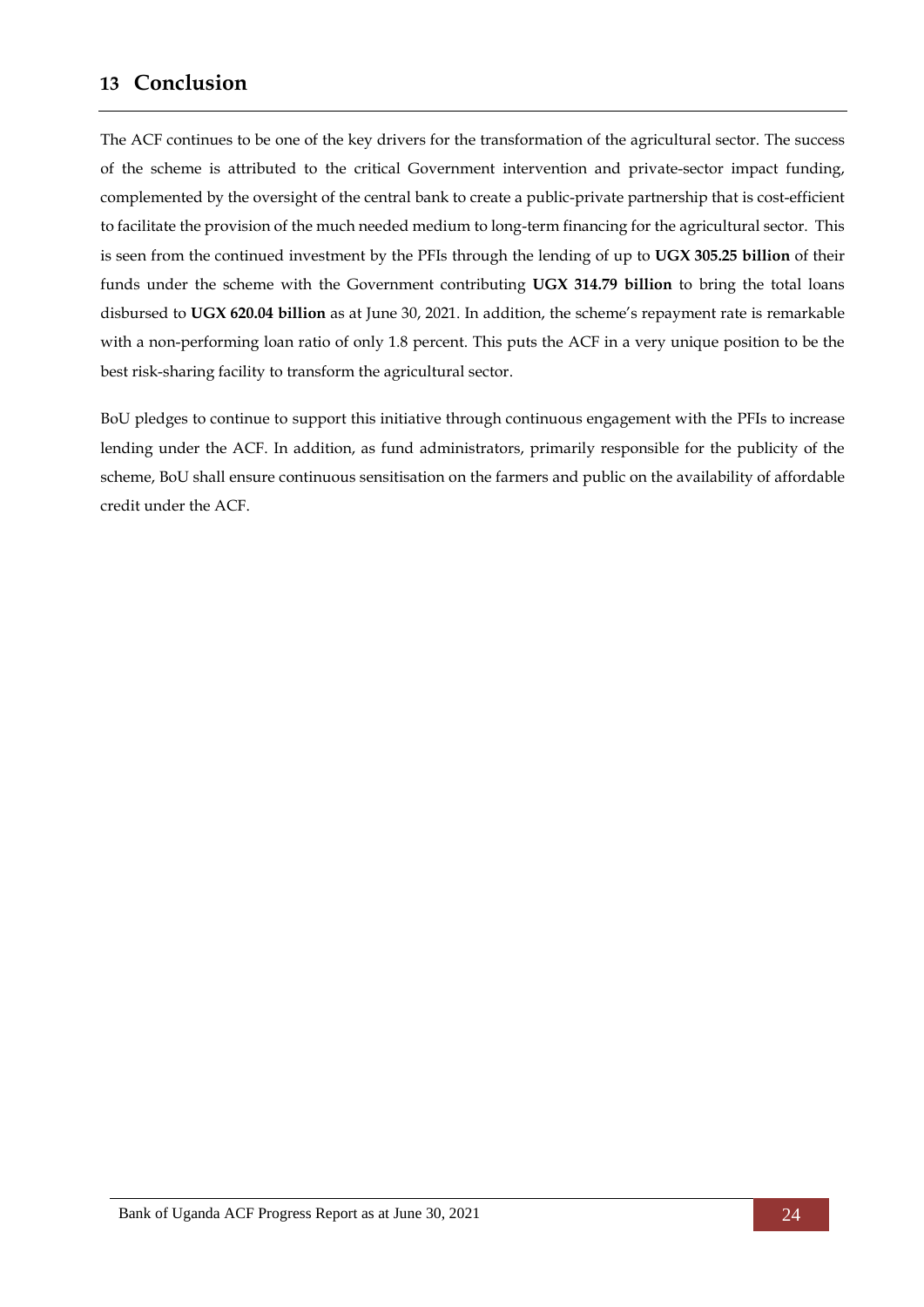# 13 Conclusion

The ACF continues to be one of the key drivers for the transformation of the agricultural sector. The success of the scheme is attributed to the critical Government intervention and private-sector impact funding, complemented by the oversight of the central bank to create a public-private partnership that is cost-efficient to facilitate the provision of the much needed medium to long-term financing for the agricultural sector. This is seen from the continued investment by the PFIs through the lending of up to **UGX 305.25 billion** of their funds under the scheme with the Government contributing **UGX 314.79 billion** to bring the total loans disbursed to **UGX 620.04 billion** as at June 30, 2021. In addition, the scheme's repayment rate is remarkable with a non-performing loan ratio of only 1.8 percent. This puts the ACF in a very unique position to be the best risk-sharing facility to transform the agricultural sector.

BoU pledges to continue to support this initiative through continuous engagement with the PFIs to increase lending under the ACF. In addition, as fund administrators, primarily responsible for the publicity of the scheme, BoU shall ensure continuous sensitisation on the farmers and public on the availability of affordable credit under the ACF.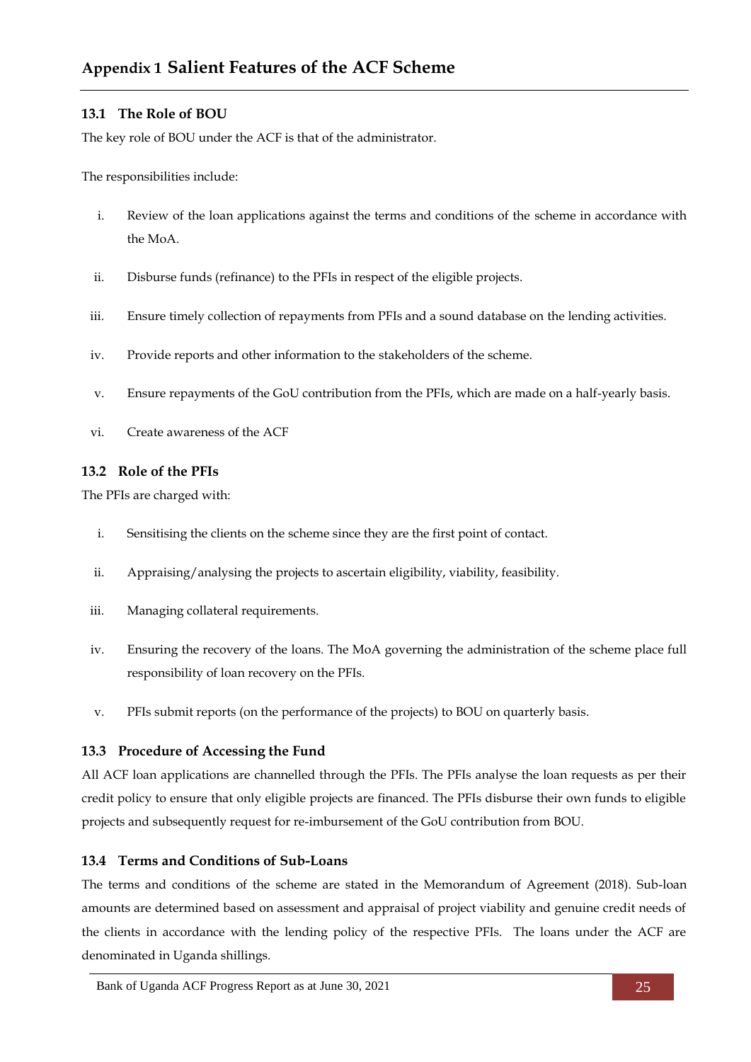# Appendix 1 Salient Features of the ACF Scheme

### 13.1 The Role of BOU

The key role of BOU under the ACF is that of the administrator.

The responsibilities include:

i. Review of the loan applications against the terms and conditions of the scheme in accordance with the MoA.

ii. Disburse funds (refinance) to the PFIs in respect of the eligible projects.

iii. Ensure timely collection of repayments from PFIs and a sound database on the lending activities.

iv. Provide reports and other information to the stakeholders of the scheme.

v. Ensure repayments of the GoU contribution from the PFIs, which are made on a half-yearly basis.

vi. Create awareness of the ACF

### 13.2 Role of the PFIs

The PFIs are charged with:

i. Sensitising the clients on the scheme since they are the first point of contact.

ii. Appraising/analysing the projects to ascertain eligibility, viability, feasibility.

iii. Managing collateral requirements.

iv. Ensuring the recovery of the loans. The MoA governing the administration of the scheme place full responsibility of loan recovery on the PFIs.

v. PFIs submit reports (on the performance of the projects) to BOU on quarterly basis.

### 13.3 Procedure of Accessing the Fund

All ACF loan applications are channelled through the PFIs. The PFIs analyse the loan requests as per their credit policy to ensure that only eligible projects are financed. The PFIs disburse their own funds to eligible projects and subsequently request for re-imbursement of the GoU contribution from BOU.

### 13.4 Terms and Conditions of Sub-Loans

The terms and conditions of the scheme are stated in the Memorandum of Agreement (2018). Sub-loan amounts are determined based on assessment and appraisal of project viability and genuine credit needs of the clients in accordance with the lending policy of the respective PFIs. The loans under the ACF are denominated in Uganda shillings.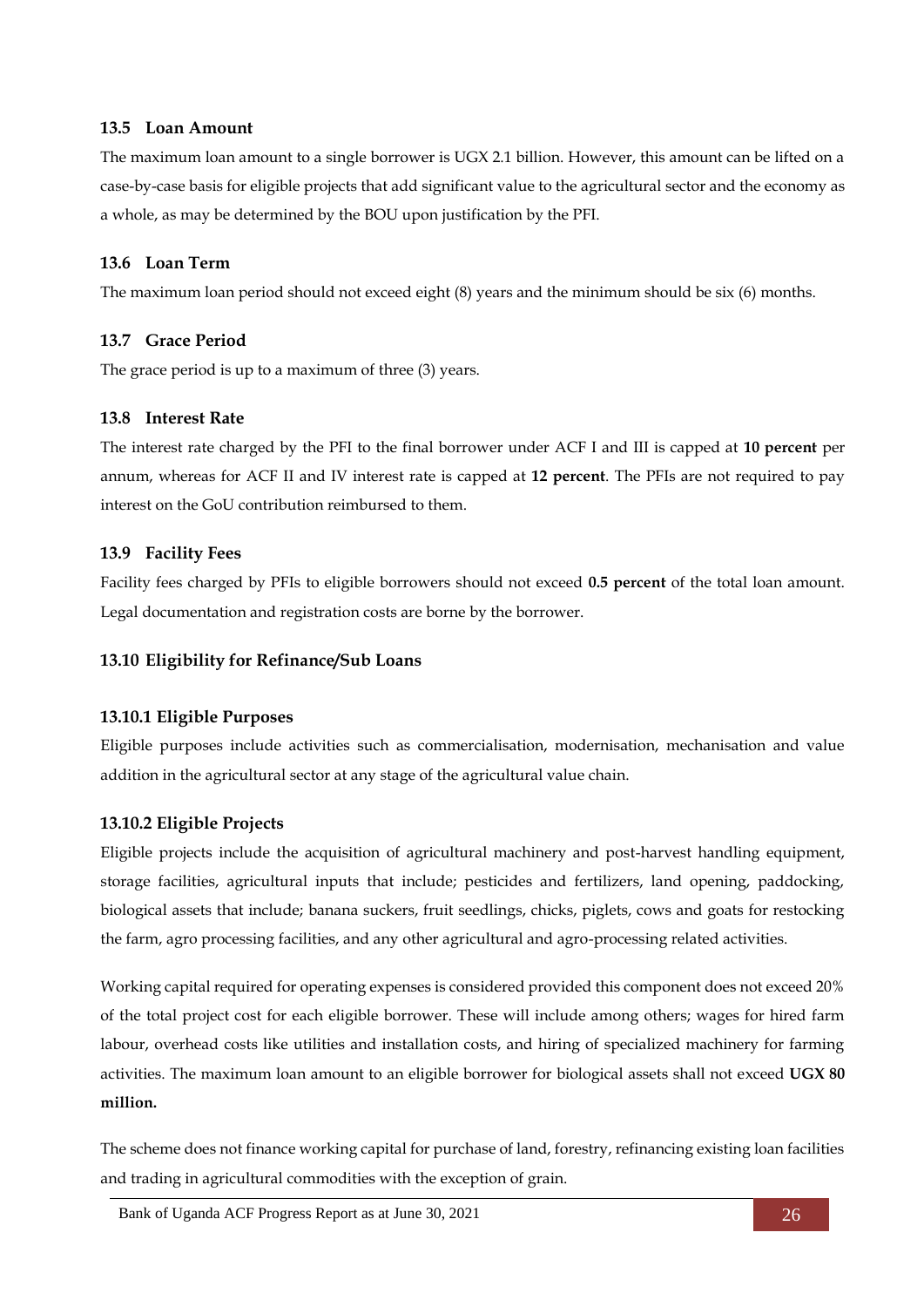### 13.5 Loan Amount

The maximum loan amount to a single borrower is UGX 2.1 billion. However, this amount can be lifted on a case-by-case basis for eligible projects that add significant value to the agricultural sector and the economy as a whole, as may be determined by the BOU upon justification by the PFI.

### 13.6 Loan Term

The maximum loan period should not exceed eight (8) years and the minimum should be six (6) months.

### 13.7 Grace Period

The grace period is up to a maximum of three (3) years.

### 13.8 Interest Rate

The interest rate charged by the PFI to the final borrower under ACF I and III is capped at **10 percent** per annum, whereas for ACF II and IV interest rate is capped at **12 percent**. The PFIs are not required to pay interest on the GoU contribution reimbursed to them.

### 13.9 Facility Fees

Facility fees charged by PFIs to eligible borrowers should not exceed **0.5 percent** of the total loan amount. Legal documentation and registration costs are borne by the borrower.

### 13.10 Eligibility for Refinance/Sub Loans

#### 13.10.1 Eligible Purposes

Eligible purposes include activities such as commercialisation, modernisation, mechanisation and value addition in the agricultural sector at any stage of the agricultural value chain.

#### 13.10.2 Eligible Projects

Eligible projects include the acquisition of agricultural machinery and post-harvest handling equipment, storage facilities, agricultural inputs that include; pesticides and fertilizers, land opening, paddocking, biological assets that include; banana suckers, fruit seedlings, chicks, piglets, cows and goats for restocking the farm, agro processing facilities, and any other agricultural and agro-processing related activities.

Working capital required for operating expenses is considered provided this component does not exceed 20% of the total project cost for each eligible borrower. These will include among others; wages for hired farm labour, overhead costs like utilities and installation costs, and hiring of specialized machinery for farming activities. The maximum loan amount to an eligible borrower for biological assets shall not exceed **UGX 80 million.**

The scheme does not finance working capital for purchase of land, forestry, refinancing existing loan facilities and trading in agricultural commodities with the exception of grain.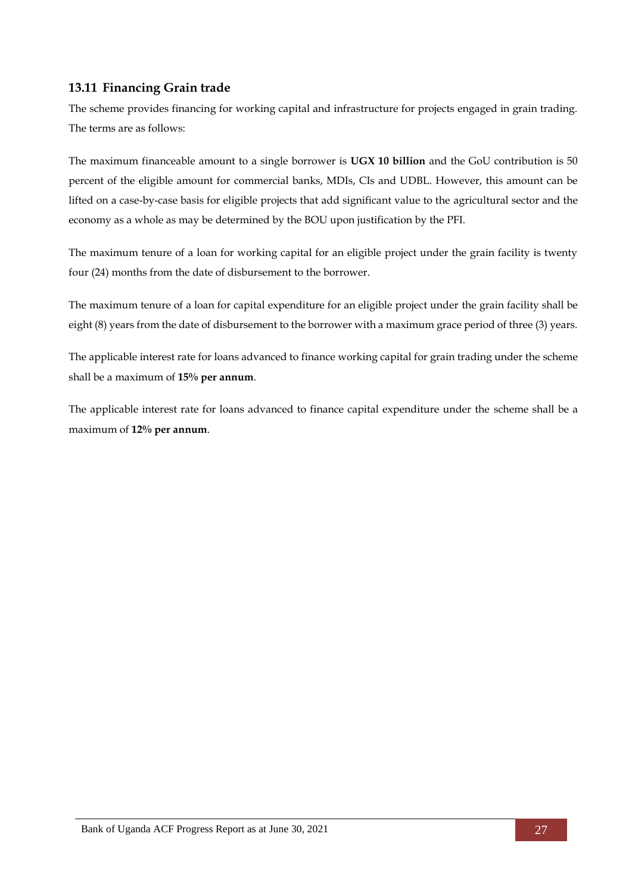## 13.11 Financing Grain trade

The scheme provides financing for working capital and infrastructure for projects engaged in grain trading. The terms are as follows:

The maximum financeable amount to a single borrower is **UGX 10 billion** and the GoU contribution is 50 percent of the eligible amount for commercial banks, MDIs, CIs and UDBL. However, this amount can be lifted on a case-by-case basis for eligible projects that add significant value to the agricultural sector and the economy as a whole as may be determined by the BOU upon justification by the PFI.

The maximum tenure of a loan for working capital for an eligible project under the grain facility is twenty four (24) months from the date of disbursement to the borrower.

The maximum tenure of a loan for capital expenditure for an eligible project under the grain facility shall be eight (8) years from the date of disbursement to the borrower with a maximum grace period of three (3) years.

The applicable interest rate for loans advanced to finance working capital for grain trading under the scheme shall be a maximum of **15% per annum**.

The applicable interest rate for loans advanced to finance capital expenditure under the scheme shall be a maximum of **12% per annum**.